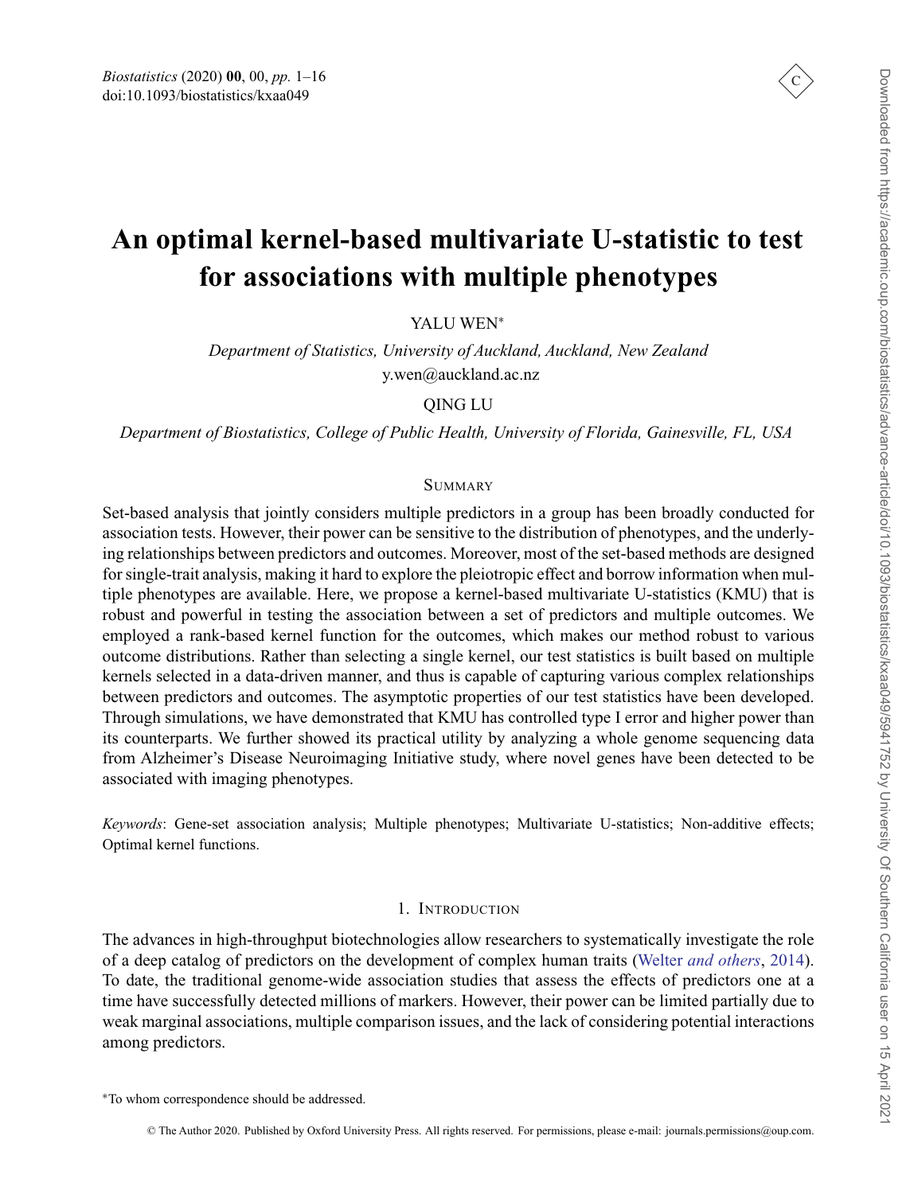# An optimal kernel-based multivariate U-statistic to test for associations with multiple phenotypes

YALU WEN*

*Department of Statistics, University of Auckland, Auckland, New Zealand*
y.wen@auckland.ac.nz

QING LU

*Department of Biostatistics, College of Public Health, University of Florida, Gainesville, FL, USA*

## Summary

Set-based analysis that jointly considers multiple predictors in a group has been broadly conducted for association tests. However, their power can be sensitive to the distribution of phenotypes, and the underlying relationships between predictors and outcomes. Moreover, most of the set-based methods are designed for single-trait analysis, making it hard to explore the pleiotropic effect and borrow information when multiple phenotypes are available. Here, we propose a kernel-based multivariate U-statistics (KMU) that is robust and powerful in testing the association between a set of predictors and multiple outcomes. We employed a rank-based kernel function for the outcomes, which makes our method robust to various outcome distributions. Rather than selecting a single kernel, our test statistics is built based on multiple kernels selected in a data-driven manner, and thus is capable of capturing various complex relationships between predictors and outcomes. The asymptotic properties of our test statistics have been developed. Through simulations, we have demonstrated that KMU has controlled type I error and higher power than its counterparts. We further showed its practical utility by analyzing a whole genome sequencing data from Alzheimer's Disease Neuroimaging Initiative study, where novel genes have been detected to be associated with imaging phenotypes.

*Keywords*: Gene-set association analysis; Multiple phenotypes; Multivariate U-statistics; Non-additive effects; Optimal kernel functions.

## 1. Introduction

The advances in high-throughput biotechnologies allow researchers to systematically investigate the role of a deep catalog of predictors on the development of complex human traits (Welter *and others*, 2014). To date, the traditional genome-wide association studies that assess the effects of predictors one at a time have successfully detected millions of markers. However, their power can be limited partially due to weak marginal associations, multiple comparison issues, and the lack of considering potential interactions among predictors.

*To whom correspondence should be addressed.

© The Author 2020. Published by Oxford University Press. All rights reserved. For permissions, please e-mail: journals.permissions@oup.com.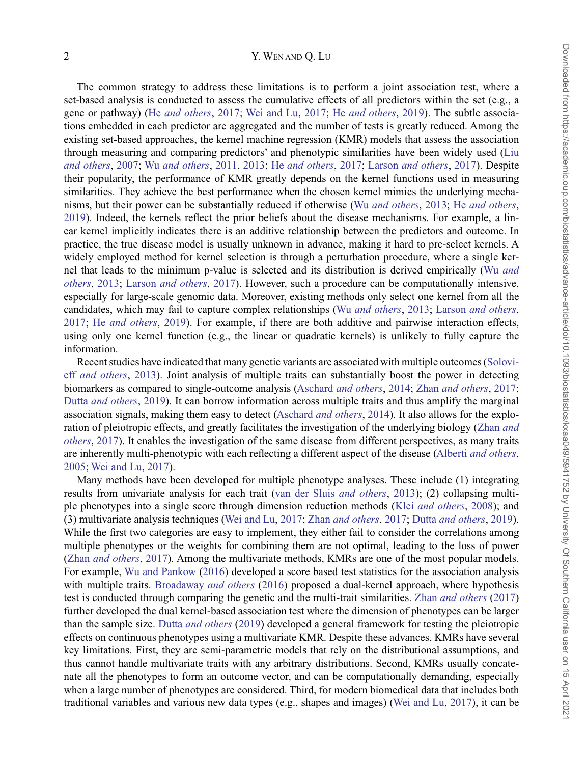The common strategy to address these limitations is to perform a joint association test, where a set-based analysis is conducted to assess the cumulative effects of all predictors within the set (e.g., a gene or pathway) (He *and others*, 2017; Wei and Lu, 2017; He *and others*, 2019). The subtle associations embedded in each predictor are aggregated and the number of tests is greatly reduced. Among the existing set-based approaches, the kernel machine regression (KMR) models that assess the association through measuring and comparing predictors' and phenotypic similarities have been widely used (Liu *and others*, 2007; Wu *and others*, 2011, 2013; He *and others*, 2017; Larson *and others*, 2017). Despite their popularity, the performance of KMR greatly depends on the kernel functions used in measuring similarities. They achieve the best performance when the chosen kernel mimics the underlying mechanisms, but their power can be substantially reduced if otherwise (Wu *and others*, 2013; He *and others*, 2019). Indeed, the kernels reflect the prior beliefs about the disease mechanisms. For example, a linear kernel implicitly indicates there is an additive relationship between the predictors and outcome. In practice, the true disease model is usually unknown in advance, making it hard to pre-select kernels. A widely employed method for kernel selection is through a perturbation procedure, where a single kernel that leads to the minimum p-value is selected and its distribution is derived empirically (Wu *and others*, 2013; Larson *and others*, 2017). However, such a procedure can be computationally intensive, especially for large-scale genomic data. Moreover, existing methods only select one kernel from all the candidates, which may fail to capture complex relationships (Wu *and others*, 2013; Larson *and others*, 2017; He *and others*, 2019). For example, if there are both additive and pairwise interaction effects, using only one kernel function (e.g., the linear or quadratic kernels) is unlikely to fully capture the information.

Recent studies have indicated that many genetic variants are associated with multiple outcomes (Solovieff *and others*, 2013). Joint analysis of multiple traits can substantially boost the power in detecting biomarkers as compared to single-outcome analysis (Aschard *and others*, 2014; Zhan *and others*, 2017; Dutta *and others*, 2019). It can borrow information across multiple traits and thus amplify the marginal association signals, making them easy to detect (Aschard *and others*, 2014). It also allows for the exploration of pleiotropic effects, and greatly facilitates the investigation of the underlying biology (Zhan *and others*, 2017). It enables the investigation of the same disease from different perspectives, as many traits are inherently multi-phenotypic with each reflecting a different aspect of the disease (Alberti *and others*, 2005; Wei and Lu, 2017).

Many methods have been developed for multiple phenotype analyses. These include (1) integrating results from univariate analysis for each trait (van der Sluis *and others*, 2013); (2) collapsing multiple phenotypes into a single score through dimension reduction methods (Klei *and others*, 2008); and (3) multivariate analysis techniques (Wei and Lu, 2017; Zhan *and others*, 2017; Dutta *and others*, 2019). While the first two categories are easy to implement, they either fail to consider the correlations among multiple phenotypes or the weights for combining them are not optimal, leading to the loss of power (Zhan *and others*, 2017). Among the multivariate methods, KMRs are one of the most popular models. For example, Wu and Pankow (2016) developed a score based test statistics for the association analysis with multiple traits. Broadaway *and others* (2016) proposed a dual-kernel approach, where hypothesis test is conducted through comparing the genetic and the multi-trait similarities. Zhan *and others* (2017) further developed the dual kernel-based association test where the dimension of phenotypes can be larger than the sample size. Dutta *and others* (2019) developed a general framework for testing the pleiotropic effects on continuous phenotypes using a multivariate KMR. Despite these advances, KMRs have several key limitations. First, they are semi-parametric models that rely on the distributional assumptions, and thus cannot handle multivariate traits with any arbitrary distributions. Second, KMRs usually concatenate all the phenotypes to form an outcome vector, and can be computationally demanding, especially when a large number of phenotypes are considered. Third, for modern biomedical data that includes both traditional variables and various new data types (e.g., shapes and images) (Wei and Lu, 2017), it can be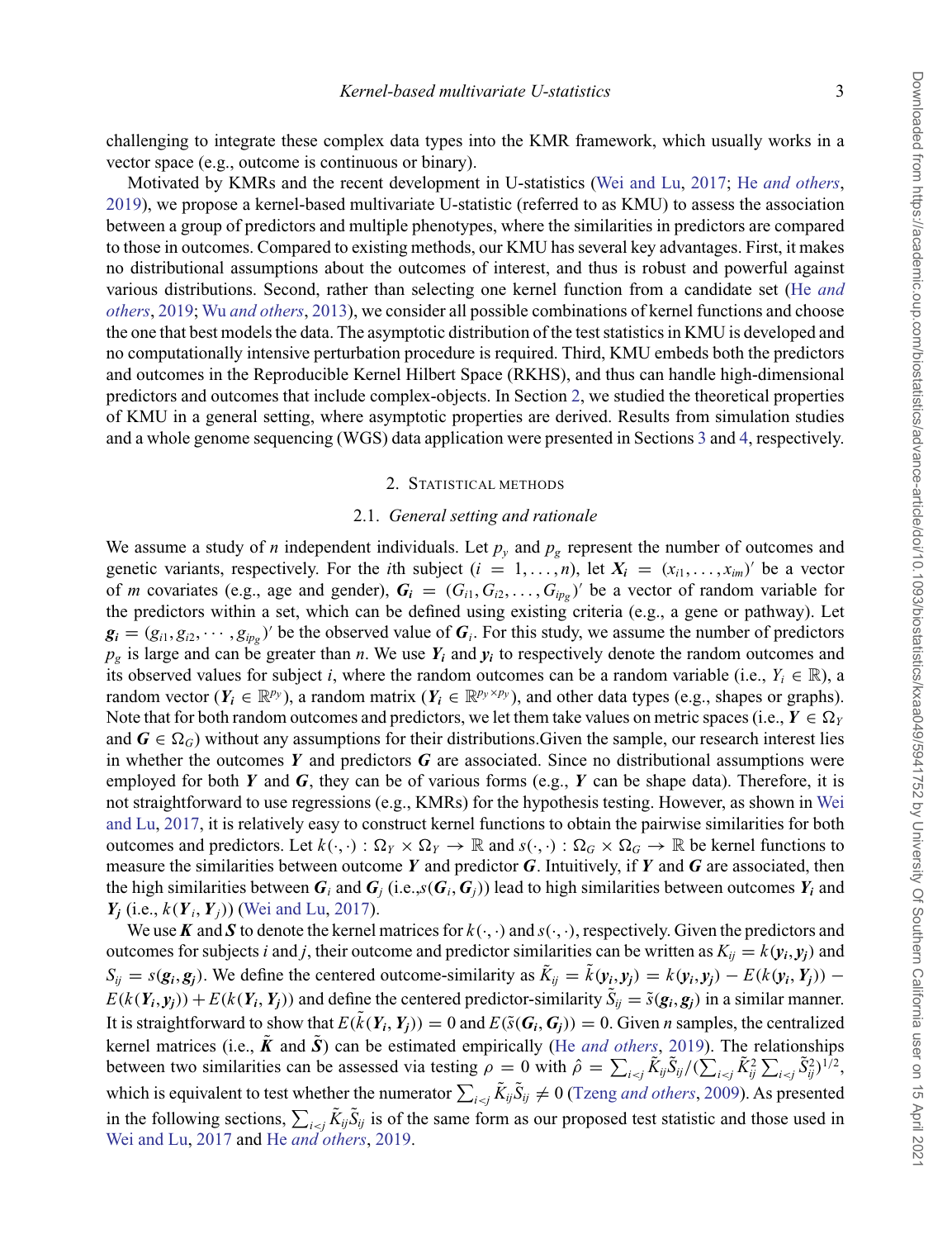challenging to integrate these complex data types into the KMR framework, which usually works in a vector space (e.g., outcome is continuous or binary).

Motivated by KMRs and the recent development in U-statistics (Wei and Lu, 2017; He *and others*, 2019), we propose a kernel-based multivariate U-statistic (referred to as KMU) to assess the association between a group of predictors and multiple phenotypes, where the similarities in predictors are compared to those in outcomes. Compared to existing methods, our KMU has several key advantages. First, it makes no distributional assumptions about the outcomes of interest, and thus is robust and powerful against various distributions. Second, rather than selecting one kernel function from a candidate set (He *and others*, 2019; Wu *and others*, 2013), we consider all possible combinations of kernel functions and choose the one that best models the data. The asymptotic distribution of the test statistics in KMU is developed and no computationally intensive perturbation procedure is required. Third, KMU embeds both the predictors and outcomes in the Reproducible Kernel Hilbert Space (RKHS), and thus can handle high-dimensional predictors and outcomes that include complex-objects. In Section 2, we studied the theoretical properties of KMU in a general setting, where asymptotic properties are derived. Results from simulation studies and a whole genome sequencing (WGS) data application were presented in Sections 3 and 4, respectively.

## 2. Statistical methods

### 2.1. *General setting and rationale*

We assume a study of $n$ independent individuals. Let $p_y$ and $p_g$ represent the number of outcomes and genetic variants, respectively. For the $i$th subject ($i = 1, \ldots, n$), let $\boldsymbol{X_i} = (x_{i1}, \ldots, x_{im})'$ be a vector of $m$ covariates (e.g., age and gender), $\boldsymbol{G_i} = (G_{i1}, G_{i2}, \ldots, G_{ip_g})'$ be a vector of random variable for the predictors within a set, which can be defined using existing criteria (e.g., a gene or pathway). Let $\boldsymbol{g_i} = (g_{i1}, g_{i2}, \cdots, g_{ip_g})'$ be the observed value of $\boldsymbol{G}_i$. For this study, we assume the number of predictors $p_g$ is large and can be greater than $n$. We use $\boldsymbol{Y_i}$ and $\boldsymbol{y_i}$ to respectively denote the random outcomes and its observed values for subject $i$, where the random outcomes can be a random variable (i.e., $Y_i \in \mathbb{R}$), a random vector ($\boldsymbol{Y_i} \in \mathbb{R}^{p_y}$), a random matrix ($\boldsymbol{Y_i} \in \mathbb{R}^{p_y \times p_y}$), and other data types (e.g., shapes or graphs). Note that for both random outcomes and predictors, we let them take values on metric spaces (i.e., $\boldsymbol{Y} \in \Omega_Y$ and $\boldsymbol{G} \in \Omega_G$) without any assumptions for their distributions.Given the sample, our research interest lies in whether the outcomes $\boldsymbol{Y}$ and predictors $\boldsymbol{G}$ are associated. Since no distributional assumptions were employed for both $\boldsymbol{Y}$ and $\boldsymbol{G}$, they can be of various forms (e.g., $\boldsymbol{Y}$ can be shape data). Therefore, it is not straightforward to use regressions (e.g., KMRs) for the hypothesis testing. However, as shown in Wei and Lu, 2017, it is relatively easy to construct kernel functions to obtain the pairwise similarities for both outcomes and predictors. Let $k(\cdot,\cdot) : \Omega_Y \times \Omega_Y \to \mathbb{R}$ and $s(\cdot,\cdot) : \Omega_G \times \Omega_G \to \mathbb{R}$ be kernel functions to measure the similarities between outcome $\boldsymbol{Y}$ and predictor $\boldsymbol{G}$. Intuitively, if $\boldsymbol{Y}$ and $\boldsymbol{G}$ are associated, then the high similarities between $\boldsymbol{G}_i$ and $\boldsymbol{G}_j$ (i.e.,$s(\boldsymbol{G}_i, \boldsymbol{G}_j)$) lead to high similarities between outcomes $\boldsymbol{Y_i}$ and $\boldsymbol{Y_j}$ (i.e., $k(\boldsymbol{Y}_i, \boldsymbol{Y}_j)$) (Wei and Lu, 2017).

We use $\boldsymbol{K}$ and $\boldsymbol{S}$ to denote the kernel matrices for $k(\cdot,\cdot)$ and $s(\cdot,\cdot)$, respectively. Given the predictors and outcomes for subjects $i$ and $j$, their outcome and predictor similarities can be written as $K_{ij} = k(\boldsymbol{y_i}, \boldsymbol{y_j})$ and $S_{ij} = s(\boldsymbol{g_i}, \boldsymbol{g_j})$. We define the centered outcome-similarity as $\tilde{K}_{ij} = \tilde{k}(\boldsymbol{y_i}, \boldsymbol{y_j}) = k(\boldsymbol{y_i}, \boldsymbol{y_j}) - E(k(\boldsymbol{y_i}, \boldsymbol{Y_j})) - E(k(\boldsymbol{Y_i}, \boldsymbol{y_j})) + E(k(\boldsymbol{Y_i}, \boldsymbol{Y_j}))$ and define the centered predictor-similarity $\tilde{S}_{ij} = \tilde{s}(\boldsymbol{g_i}, \boldsymbol{g_j})$ in a similar manner. It is straightforward to show that $E(\tilde{k}(\boldsymbol{Y_i}, \boldsymbol{Y_j})) = 0$ and $E(\tilde{s}(\boldsymbol{G_i}, \boldsymbol{G_j})) = 0$. Given $n$ samples, the centralized kernel matrices (i.e., $\tilde{\boldsymbol{K}}$ and $\tilde{\boldsymbol{S}}$) can be estimated empirically (He *and others*, 2019). The relationships between two similarities can be assessed via testing $\rho = 0$ with $\hat{\rho} = \sum_{i<j} \tilde{K}_{ij}\tilde{S}_{ij} / (\sum_{i<j} \tilde{K}_{ij}^2 \sum_{i<j} \tilde{S}_{ij}^2)^{1/2}$, which is equivalent to test whether the numerator $\sum_{i<j} \tilde{K}_{ij}\tilde{S}_{ij} \neq 0$ (Tzeng *and others*, 2009). As presented in the following sections, $\sum_{i<j} \tilde{K}_{ij}\tilde{S}_{ij}$ is of the same form as our proposed test statistic and those used in Wei and Lu, 2017 and He *and others*, 2019.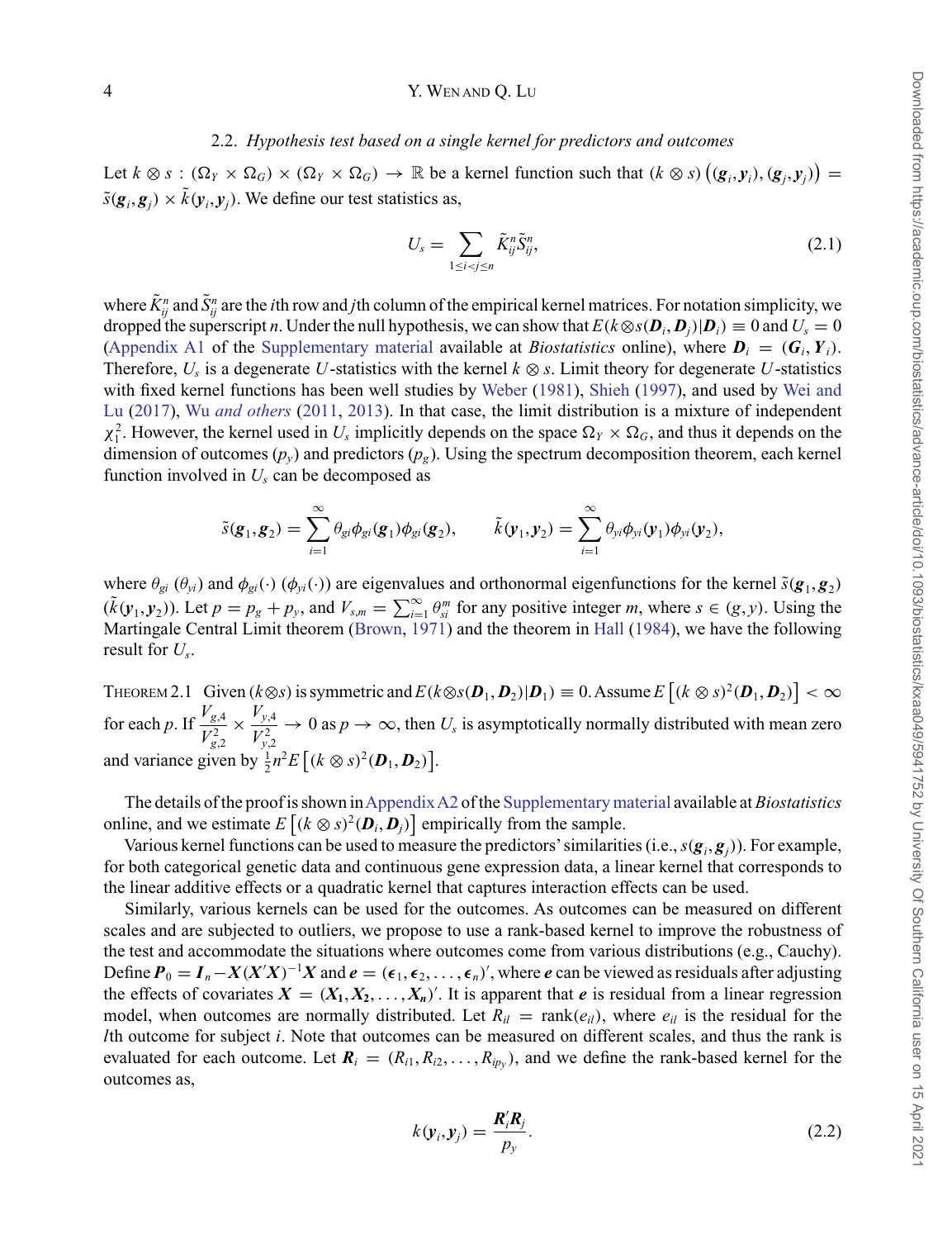### 2.2. *Hypothesis test based on a single kernel for predictors and outcomes*

Let $k \otimes s : (\Omega_Y \times \Omega_G) \times (\Omega_Y \times \Omega_G) \to \mathbb{R}$ be a kernel function such that $(k \otimes s)\left((\boldsymbol{g}_i, \boldsymbol{y}_i), (\boldsymbol{g}_j, \boldsymbol{y}_j)\right) = \tilde{s}(\boldsymbol{g}_i, \boldsymbol{g}_j) \times \tilde{k}(\boldsymbol{y}_i, \boldsymbol{y}_j)$. We define our test statistics as,

$$U_s = \sum_{1 \le i < j \le n} \tilde{K}_{ij}^n \tilde{S}_{ij}^n, \tag{2.1}$$

where $\tilde{K}_{ij}^n$ and $\tilde{S}_{ij}^n$ are the $i$th row and $j$th column of the empirical kernel matrices. For notation simplicity, we dropped the superscript $n$. Under the null hypothesis, we can show that $E(k \otimes s(\boldsymbol{D}_i, \boldsymbol{D}_j)|\boldsymbol{D}_i) \equiv 0$ and $U_s = 0$ (Appendix A1 of the Supplementary material available at *Biostatistics* online), where $\boldsymbol{D}_i = (\boldsymbol{G}_i, \boldsymbol{Y}_i)$. Therefore, $U_s$ is a degenerate $U$-statistics with the kernel $k \otimes s$. Limit theory for degenerate $U$-statistics with fixed kernel functions has been well studies by Weber (1981), Shieh (1997), and used by Wei and Lu (2017), Wu *and others* (2011, 2013). In that case, the limit distribution is a mixture of independent $\chi_1^2$. However, the kernel used in $U_s$ implicitly depends on the space $\Omega_Y \times \Omega_G$, and thus it depends on the dimension of outcomes ($p_y$) and predictors ($p_g$). Using the spectrum decomposition theorem, each kernel function involved in $U_s$ can be decomposed as

$$\tilde{s}(\boldsymbol{g}_1, \boldsymbol{g}_2) = \sum_{i=1}^{\infty} \theta_{gi} \phi_{gi}(\boldsymbol{g}_1) \phi_{gi}(\boldsymbol{g}_2), \qquad \tilde{k}(\boldsymbol{y}_1, \boldsymbol{y}_2) = \sum_{i=1}^{\infty} \theta_{yi} \phi_{yi}(\boldsymbol{y}_1) \phi_{yi}(\boldsymbol{y}_2),$$

where $\theta_{gi}$ ($\theta_{yi}$) and $\phi_{gi}(\cdot)$ ($\phi_{yi}(\cdot)$) are eigenvalues and orthonormal eigenfunctions for the kernel $\tilde{s}(\boldsymbol{g}_1, \boldsymbol{g}_2)$ ($\tilde{k}(\boldsymbol{y}_1, \boldsymbol{y}_2)$). Let $p = p_g + p_y$, and $V_{s,m} = \sum_{i=1}^{\infty} \theta_{si}^m$ for any positive integer $m$, where $s \in (g, y)$. Using the Martingale Central Limit theorem (Brown, 1971) and the theorem in Hall (1984), we have the following result for $U_s$.

THEOREM 2.1 Given $(k \otimes s)$ is symmetric and $E(k \otimes s(\boldsymbol{D}_1, \boldsymbol{D}_2)|\boldsymbol{D}_1) \equiv 0$. Assume $E\left[(k \otimes s)^2(\boldsymbol{D}_1, \boldsymbol{D}_2)\right] < \infty$ for each $p$. If $\dfrac{V_{g,4}}{V_{g,2}^2} \times \dfrac{V_{y,4}}{V_{y,2}^2} \to 0$ as $p \to \infty$, then $U_s$ is asymptotically normally distributed with mean zero and variance given by $\frac{1}{2} n^2 E\left[(k \otimes s)^2(\boldsymbol{D}_1, \boldsymbol{D}_2)\right]$.

The details of the proof is shown in Appendix A2 of the Supplementary material available at *Biostatistics* online, and we estimate $E\left[(k \otimes s)^2(\boldsymbol{D}_i, \boldsymbol{D}_j)\right]$ empirically from the sample.

Various kernel functions can be used to measure the predictors' similarities (i.e., $s(\boldsymbol{g}_i, \boldsymbol{g}_j)$). For example, for both categorical genetic data and continuous gene expression data, a linear kernel that corresponds to the linear additive effects or a quadratic kernel that captures interaction effects can be used.

Similarly, various kernels can be used for the outcomes. As outcomes can be measured on different scales and are subjected to outliers, we propose to use a rank-based kernel to improve the robustness of the test and accommodate the situations where outcomes come from various distributions (e.g., Cauchy). Define $\boldsymbol{P}_0 = \boldsymbol{I}_n - \boldsymbol{X}(\boldsymbol{X}'\boldsymbol{X})^{-1}\boldsymbol{X}$ and $\boldsymbol{e} = (\epsilon_1, \epsilon_2, \ldots, \epsilon_n)'$, where $\boldsymbol{e}$ can be viewed as residuals after adjusting the effects of covariates $\boldsymbol{X} = (\boldsymbol{X}_1, \boldsymbol{X}_2, \ldots, \boldsymbol{X}_n)'$. It is apparent that $\boldsymbol{e}$ is residual from a linear regression model, when outcomes are normally distributed. Let $R_{il} = \text{rank}(e_{il})$, where $e_{il}$ is the residual for the $l$th outcome for subject $i$. Note that outcomes can be measured on different scales, and thus the rank is evaluated for each outcome. Let $\boldsymbol{R}_i = (R_{i1}, R_{i2}, \ldots, R_{ip_y})$, and we define the rank-based kernel for the outcomes as,

$$k(\boldsymbol{y}_i, \boldsymbol{y}_j) = \frac{\boldsymbol{R}_i' \boldsymbol{R}_j}{p_y}. \tag{2.2}$$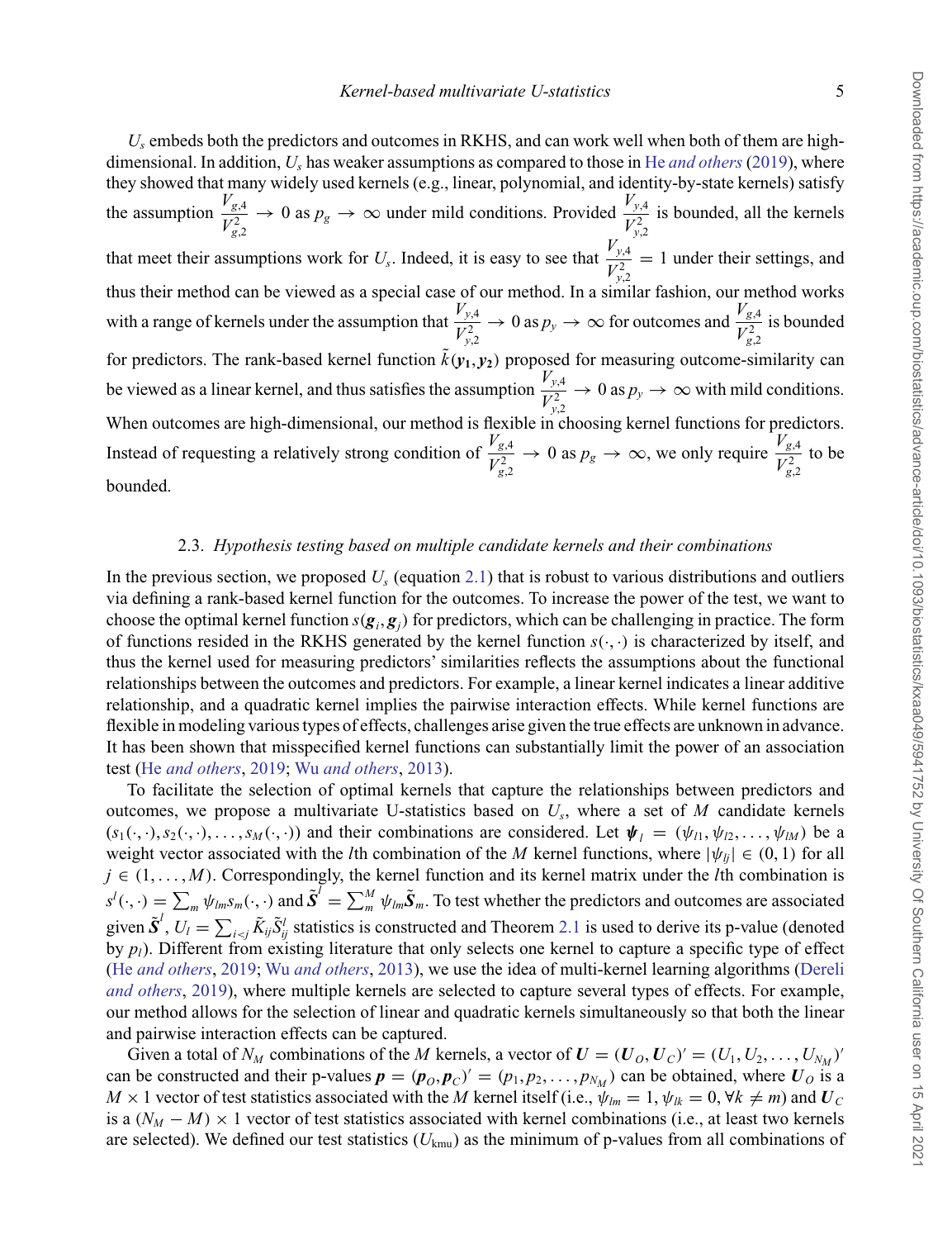$U_s$ embeds both the predictors and outcomes in RKHS, and can work well when both of them are high-dimensional. In addition, $U_s$ has weaker assumptions as compared to those in He *and others* (2019), where they showed that many widely used kernels (e.g., linear, polynomial, and identity-by-state kernels) satisfy the assumption $\frac{V_{g,4}}{V_{g,2}^2} \to 0$ as $p_g \to \infty$ under mild conditions. Provided $\frac{V_{y,4}}{V_{y,2}^2}$ is bounded, all the kernels that meet their assumptions work for $U_s$. Indeed, it is easy to see that $\frac{V_{y,4}}{V_{y,2}^2} = 1$ under their settings, and thus their method can be viewed as a special case of our method. In a similar fashion, our method works with a range of kernels under the assumption that $\frac{V_{y,4}}{V_{y,2}^2} \to 0$ as $p_y \to \infty$ for outcomes and $\frac{V_{g,4}}{V_{g,2}^2}$ is bounded for predictors. The rank-based kernel function $\tilde{k}(\boldsymbol{y_1}, \boldsymbol{y_2})$ proposed for measuring outcome-similarity can be viewed as a linear kernel, and thus satisfies the assumption $\frac{V_{y,4}}{V_{y,2}^2} \to 0$ as $p_y \to \infty$ with mild conditions. When outcomes are high-dimensional, our method is flexible in choosing kernel functions for predictors. Instead of requesting a relatively strong condition of $\frac{V_{g,4}}{V_{g,2}^2} \to 0$ as $p_g \to \infty$, we only require $\frac{V_{g,4}}{V_{g,2}^2}$ to be bounded.

### 2.3. *Hypothesis testing based on multiple candidate kernels and their combinations*

In the previous section, we proposed $U_s$ (equation 2.1) that is robust to various distributions and outliers via defining a rank-based kernel function for the outcomes. To increase the power of the test, we want to choose the optimal kernel function $s(\boldsymbol{g}_i, \boldsymbol{g}_j)$ for predictors, which can be challenging in practice. The form of functions resided in the RKHS generated by the kernel function $s(\cdot, \cdot)$ is characterized by itself, and thus the kernel used for measuring predictors' similarities reflects the assumptions about the functional relationships between the outcomes and predictors. For example, a linear kernel indicates a linear additive relationship, and a quadratic kernel implies the pairwise interaction effects. While kernel functions are flexible in modeling various types of effects, challenges arise given the true effects are unknown in advance. It has been shown that misspecified kernel functions can substantially limit the power of an association test (He *and others*, 2019; Wu *and others*, 2013).

To facilitate the selection of optimal kernels that capture the relationships between predictors and outcomes, we propose a multivariate U-statistics based on $U_s$, where a set of $M$ candidate kernels $(s_1(\cdot,\cdot), s_2(\cdot,\cdot), \ldots, s_M(\cdot,\cdot))$ and their combinations are considered. Let $\boldsymbol{\psi}_l = (\psi_{l1}, \psi_{l2}, \ldots, \psi_{lM})$ be a weight vector associated with the $l$th combination of the $M$ kernel functions, where $|\psi_{lj}| \in (0, 1)$ for all $j \in (1, \ldots, M)$. Correspondingly, the kernel function and its kernel matrix under the $l$th combination is $s^l(\cdot,\cdot) = \sum_m \psi_{lm} s_m(\cdot,\cdot)$ and $\tilde{\boldsymbol{S}}^l = \sum_m^M \psi_{lm} \tilde{\boldsymbol{S}}_m$. To test whether the predictors and outcomes are associated given $\tilde{\boldsymbol{S}}^l$, $U_l = \sum_{i<j} \tilde{K}_{ij} \tilde{S}^l_{ij}$ statistics is constructed and Theorem 2.1 is used to derive its p-value (denoted by $p_l$). Different from existing literature that only selects one kernel to capture a specific type of effect (He *and others*, 2019; Wu *and others*, 2013), we use the idea of multi-kernel learning algorithms (Dereli *and others*, 2019), where multiple kernels are selected to capture several types of effects. For example, our method allows for the selection of linear and quadratic kernels simultaneously so that both the linear and pairwise interaction effects can be captured.

Given a total of $N_M$ combinations of the $M$ kernels, a vector of $\boldsymbol{U} = (\boldsymbol{U}_O, \boldsymbol{U}_C)' = (U_1, U_2, \ldots, U_{N_M})'$ can be constructed and their p-values $\boldsymbol{p} = (\boldsymbol{p}_O, \boldsymbol{p}_C)' = (p_1, p_2, \ldots, p_{N_M})$ can be obtained, where $\boldsymbol{U}_O$ is a $M \times 1$ vector of test statistics associated with the $M$ kernel itself (i.e., $\psi_{lm} = 1, \psi_{lk} = 0, \forall k \neq m$) and $\boldsymbol{U}_C$ is a $(N_M - M) \times 1$ vector of test statistics associated with kernel combinations (i.e., at least two kernels are selected). We defined our test statistics ($U_{\text{kmu}}$) as the minimum of p-values from all combinations of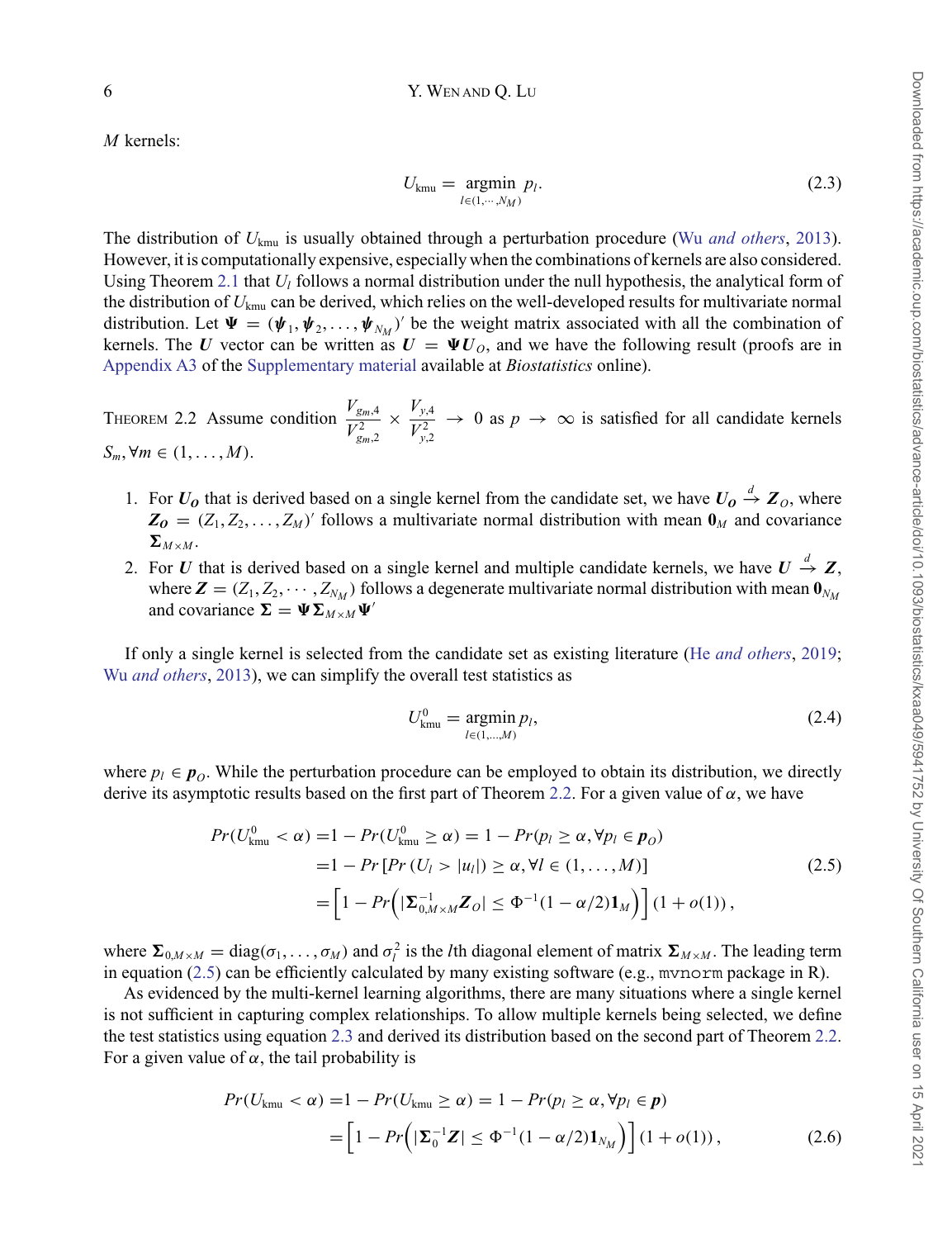$M$ kernels:

$$U_{\text{kmu}} = \underset{l\in(1,\cdots,N_M)}{\text{argmin}}\ p_l. \tag{2.3}$$

The distribution of $U_{\text{kmu}}$ is usually obtained through a perturbation procedure (Wu *and others*, 2013). However, it is computationally expensive, especially when the combinations of kernels are also considered. Using Theorem 2.1 that $U_l$ follows a normal distribution under the null hypothesis, the analytical form of the distribution of $U_{\text{kmu}}$ can be derived, which relies on the well-developed results for multivariate normal distribution. Let $\boldsymbol{\Psi} = (\boldsymbol{\psi}_1, \boldsymbol{\psi}_2, \ldots, \boldsymbol{\psi}_{N_M})'$ be the weight matrix associated with all the combination of kernels. The $\boldsymbol{U}$ vector can be written as $\boldsymbol{U} = \boldsymbol{\Psi}\boldsymbol{U}_O$, and we have the following result (proofs are in Appendix A3 of the Supplementary material available at *Biostatistics* online).

THEOREM 2.2 Assume condition $\dfrac{V_{gm,4}}{V_{gm,2}^2} \times \dfrac{V_{y,4}}{V_{y,2}^2} \to 0$ as $p \to \infty$ is satisfied for all candidate kernels $S_m, \forall m \in (1,\ldots,M)$.

1. For $\boldsymbol{U_O}$ that is derived based on a single kernel from the candidate set, we have $\boldsymbol{U_O} \xrightarrow{d} \boldsymbol{Z}_O$, where $\boldsymbol{Z_O} = (Z_1, Z_2, \ldots, Z_M)'$ follows a multivariate normal distribution with mean $\boldsymbol{0}_M$ and covariance $\boldsymbol{\Sigma}_{M\times M}$.
2. For $\boldsymbol{U}$ that is derived based on a single kernel and multiple candidate kernels, we have $\boldsymbol{U} \xrightarrow{d} \boldsymbol{Z}$, where $\boldsymbol{Z} = (Z_1, Z_2, \cdots, Z_{N_M})$ follows a degenerate multivariate normal distribution with mean $\boldsymbol{0}_{N_M}$ and covariance $\boldsymbol{\Sigma} = \boldsymbol{\Psi}\boldsymbol{\Sigma}_{M\times M}\boldsymbol{\Psi}'$

If only a single kernel is selected from the candidate set as existing literature (He *and others*, 2019; Wu *and others*, 2013), we can simplify the overall test statistics as

$$U^0_{\text{kmu}} = \underset{l\in(1,\ldots,M)}{\text{argmin}}\, p_l, \tag{2.4}$$

where $p_l \in \boldsymbol{p}_O$. While the perturbation procedure can be employed to obtain its distribution, we directly derive its asymptotic results based on the first part of Theorem 2.2. For a given value of $\alpha$, we have

$$\begin{aligned}
Pr(U^0_{\text{kmu}} < \alpha) &= 1 - Pr(U^0_{\text{kmu}} \geq \alpha) = 1 - Pr(p_l \geq \alpha, \forall p_l \in \boldsymbol{p}_O)\\
&= 1 - Pr\left[Pr\left(U_l > |u_l|\right) \geq \alpha, \forall l \in (1,\ldots,M)\right]\\
&= \left[1 - Pr\Big(|\boldsymbol{\Sigma}^{-1}_{0,M\times M}\boldsymbol{Z}_O| \leq \Phi^{-1}(1-\alpha/2)\boldsymbol{1}_M\Big)\right](1+o(1)),
\end{aligned} \tag{2.5}$$

where $\boldsymbol{\Sigma}_{0,M\times M} = \text{diag}(\sigma_1,\ldots,\sigma_M)$ and $\sigma_l^2$ is the $l$th diagonal element of matrix $\boldsymbol{\Sigma}_{M\times M}$. The leading term in equation (2.5) can be efficiently calculated by many existing software (e.g., `mvnorm` package in R).

As evidenced by the multi-kernel learning algorithms, there are many situations where a single kernel is not sufficient in capturing complex relationships. To allow multiple kernels being selected, we define the test statistics using equation 2.3 and derived its distribution based on the second part of Theorem 2.2. For a given value of $\alpha$, the tail probability is

$$\begin{aligned}
Pr(U_{\text{kmu}} < \alpha) &= 1 - Pr(U_{\text{kmu}} \geq \alpha) = 1 - Pr(p_l \geq \alpha, \forall p_l \in \boldsymbol{p})\\
&= \left[1 - Pr\Big(|\boldsymbol{\Sigma}_0^{-1}\boldsymbol{Z}| \leq \Phi^{-1}(1-\alpha/2)\boldsymbol{1}_{N_M}\Big)\right](1+o(1)),
\end{aligned} \tag{2.6}$$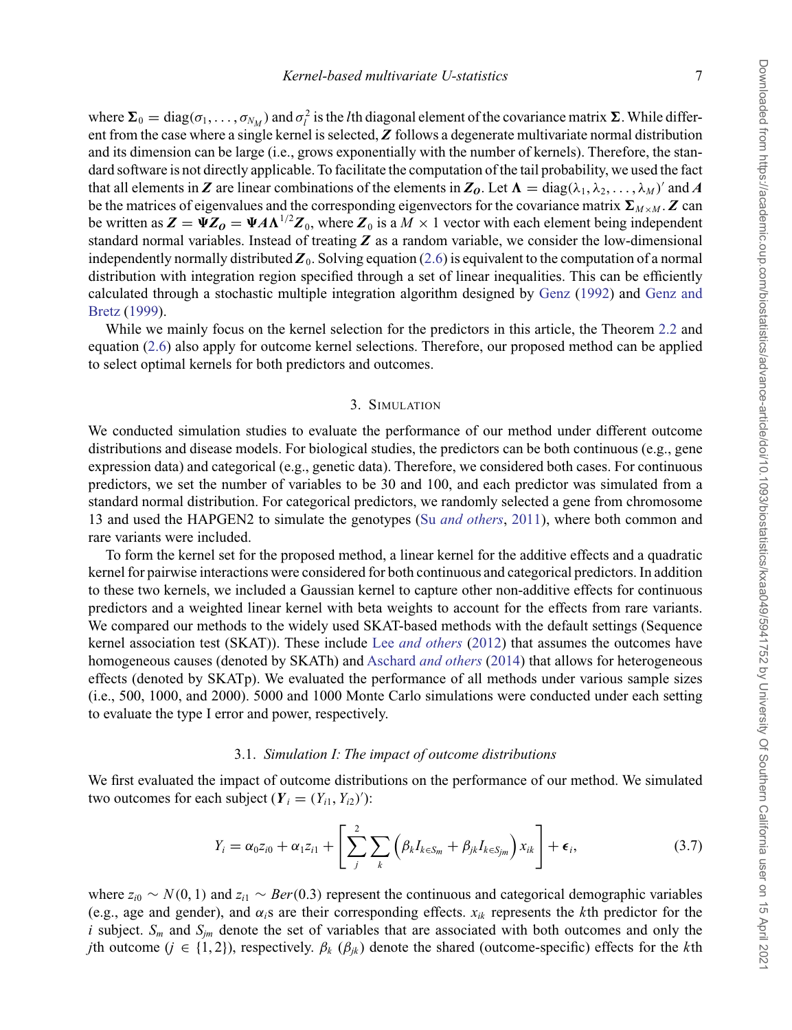where $\boldsymbol{\Sigma}_0 = \text{diag}(\sigma_1, \ldots, \sigma_{N_M})$ and $\sigma_l^2$ is the $l$th diagonal element of the covariance matrix $\boldsymbol{\Sigma}$. While different from the case where a single kernel is selected, $\boldsymbol{Z}$ follows a degenerate multivariate normal distribution and its dimension can be large (i.e., grows exponentially with the number of kernels). Therefore, the standard software is not directly applicable. To facilitate the computation of the tail probability, we used the fact that all elements in $\boldsymbol{Z}$ are linear combinations of the elements in $\boldsymbol{Z_O}$. Let $\boldsymbol{\Lambda} = \text{diag}(\lambda_1, \lambda_2, \ldots, \lambda_M)'$ and $\boldsymbol{A}$ be the matrices of eigenvalues and the corresponding eigenvectors for the covariance matrix $\boldsymbol{\Sigma}_{M\times M}$. $\boldsymbol{Z}$ can be written as $\boldsymbol{Z} = \boldsymbol{\Psi} \boldsymbol{Z_O} = \boldsymbol{\Psi} \boldsymbol{A} \boldsymbol{\Lambda}^{1/2} \boldsymbol{Z}_0$, where $\boldsymbol{Z}_0$ is a $M \times 1$ vector with each element being independent standard normal variables. Instead of treating $\boldsymbol{Z}$ as a random variable, we consider the low-dimensional independently normally distributed $\boldsymbol{Z}_0$. Solving equation (2.6) is equivalent to the computation of a normal distribution with integration region specified through a set of linear inequalities. This can be efficiently calculated through a stochastic multiple integration algorithm designed by Genz (1992) and Genz and Bretz (1999).

While we mainly focus on the kernel selection for the predictors in this article, the Theorem 2.2 and equation (2.6) also apply for outcome kernel selections. Therefore, our proposed method can be applied to select optimal kernels for both predictors and outcomes.

## 3. Simulation

We conducted simulation studies to evaluate the performance of our method under different outcome distributions and disease models. For biological studies, the predictors can be both continuous (e.g., gene expression data) and categorical (e.g., genetic data). Therefore, we considered both cases. For continuous predictors, we set the number of variables to be 30 and 100, and each predictor was simulated from a standard normal distribution. For categorical predictors, we randomly selected a gene from chromosome 13 and used the HAPGEN2 to simulate the genotypes (Su *and others*, 2011), where both common and rare variants were included.

To form the kernel set for the proposed method, a linear kernel for the additive effects and a quadratic kernel for pairwise interactions were considered for both continuous and categorical predictors. In addition to these two kernels, we included a Gaussian kernel to capture other non-additive effects for continuous predictors and a weighted linear kernel with beta weights to account for the effects from rare variants. We compared our methods to the widely used SKAT-based methods with the default settings (Sequence kernel association test (SKAT)). These include Lee *and others* (2012) that assumes the outcomes have homogeneous causes (denoted by SKATh) and Aschard *and others* (2014) that allows for heterogeneous effects (denoted by SKATp). We evaluated the performance of all methods under various sample sizes (i.e., 500, 1000, and 2000). 5000 and 1000 Monte Carlo simulations were conducted under each setting to evaluate the type I error and power, respectively.

### 3.1. *Simulation I: The impact of outcome distributions*

We first evaluated the impact of outcome distributions on the performance of our method. We simulated two outcomes for each subject ($\boldsymbol{Y}_i = (Y_{i1}, Y_{i2})'$):

$$Y_i = \alpha_0 z_{i0} + \alpha_1 z_{i1} + \left[ \sum_j^2 \sum_k \left( \beta_k I_{k\in S_m} + \beta_{jk} I_{k\in S_{jm}} \right) x_{ik} \right] + \boldsymbol{\epsilon}_i, \tag{3.7}$$

where $z_{i0} \sim N(0, 1)$ and $z_{i1} \sim Ber(0.3)$ represent the continuous and categorical demographic variables (e.g., age and gender), and $\alpha_i$s are their corresponding effects. $x_{ik}$ represents the $k$th predictor for the $i$ subject. $S_m$ and $S_{jm}$ denote the set of variables that are associated with both outcomes and only the $j$th outcome ($j \in \{1, 2\}$), respectively. $\beta_k$ ($\beta_{jk}$) denote the shared (outcome-specific) effects for the $k$th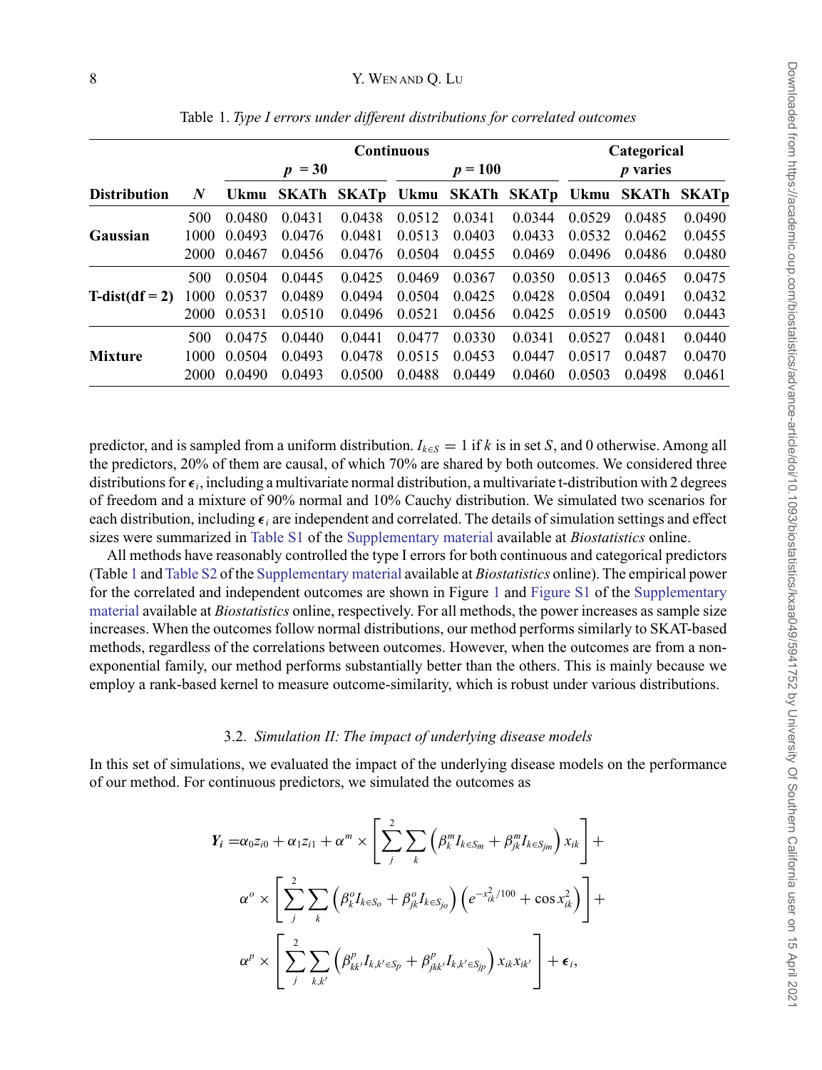Table 1. *Type I errors under different distributions for correlated outcomes*

| | | Continuous | | | | | | Categorical | | |
|---|---|---|---|---|---|---|---|---|---|---|
| | | $p = 30$ | | | $p = 100$ | | | $p$ varies | | |
| **Distribution** | $N$ | **Ukmu** | **SKATh** | **SKATp** | **Ukmu** | **SKATh** | **SKATp** | **Ukmu** | **SKATh** | **SKATp** |
| **Gaussian** | 500 | 0.0480 | 0.0431 | 0.0438 | 0.0512 | 0.0341 | 0.0344 | 0.0529 | 0.0485 | 0.0490 |
| | 1000 | 0.0493 | 0.0476 | 0.0481 | 0.0513 | 0.0403 | 0.0433 | 0.0532 | 0.0462 | 0.0455 |
| | 2000 | 0.0467 | 0.0456 | 0.0476 | 0.0504 | 0.0455 | 0.0469 | 0.0496 | 0.0486 | 0.0480 |
| **T-dist(df = 2)** | 500 | 0.0504 | 0.0445 | 0.0425 | 0.0469 | 0.0367 | 0.0350 | 0.0513 | 0.0465 | 0.0475 |
| | 1000 | 0.0537 | 0.0489 | 0.0494 | 0.0504 | 0.0425 | 0.0428 | 0.0504 | 0.0491 | 0.0432 |
| | 2000 | 0.0531 | 0.0510 | 0.0496 | 0.0521 | 0.0456 | 0.0425 | 0.0519 | 0.0500 | 0.0443 |
| **Mixture** | 500 | 0.0475 | 0.0440 | 0.0441 | 0.0477 | 0.0330 | 0.0341 | 0.0527 | 0.0481 | 0.0440 |
| | 1000 | 0.0504 | 0.0493 | 0.0478 | 0.0515 | 0.0453 | 0.0447 | 0.0517 | 0.0487 | 0.0470 |
| | 2000 | 0.0490 | 0.0493 | 0.0500 | 0.0488 | 0.0449 | 0.0460 | 0.0503 | 0.0498 | 0.0461 |

predictor, and is sampled from a uniform distribution. $I_{k\in S} = 1$ if $k$ is in set $S$, and 0 otherwise. Among all the predictors, 20% of them are causal, of which 70% are shared by both outcomes. We considered three distributions for $\boldsymbol{\epsilon}_i$, including a multivariate normal distribution, a multivariate t-distribution with 2 degrees of freedom and a mixture of 90% normal and 10% Cauchy distribution. We simulated two scenarios for each distribution, including $\boldsymbol{\epsilon}_i$ are independent and correlated. The details of simulation settings and effect sizes were summarized in Table S1 of the Supplementary material available at *Biostatistics* online.

All methods have reasonably controlled the type I errors for both continuous and categorical predictors (Table 1 and Table S2 of the Supplementary material available at *Biostatistics* online). The empirical power for the correlated and independent outcomes are shown in Figure 1 and Figure S1 of the Supplementary material available at *Biostatistics* online, respectively. For all methods, the power increases as sample size increases. When the outcomes follow normal distributions, our method performs similarly to SKAT-based methods, regardless of the correlations between outcomes. However, when the outcomes are from a non-exponential family, our method performs substantially better than the others. This is mainly because we employ a rank-based kernel to measure outcome-similarity, which is robust under various distributions.

### 3.2. *Simulation II: The impact of underlying disease models*

In this set of simulations, we evaluated the impact of the underlying disease models on the performance of our method. For continuous predictors, we simulated the outcomes as

$$
\begin{aligned}
\boldsymbol{Y_i} = &\alpha_0 z_{i0} + \alpha_1 z_{i1} + \alpha^m \times \left[\sum_j^2 \sum_k \left(\beta_k^m I_{k\in S_m} + \beta_{jk}^m I_{k\in S_{jm}}\right) x_{ik}\right] + \\
&\alpha^o \times \left[\sum_j^2 \sum_k \left(\beta_k^o I_{k\in S_o} + \beta_{jk}^o I_{k\in S_{jo}}\right) \left(e^{-x_{ik}^2/100} + \cos x_{ik}^2\right)\right] + \\
&\alpha^p \times \left[\sum_j^2 \sum_{k,k'} \left(\beta_{kk'}^p I_{k,k'\in S_p} + \beta_{jkk'}^p I_{k,k'\in S_{jp}}\right) x_{ik} x_{ik'}\right] + \boldsymbol{\epsilon}_i,
\end{aligned}
$$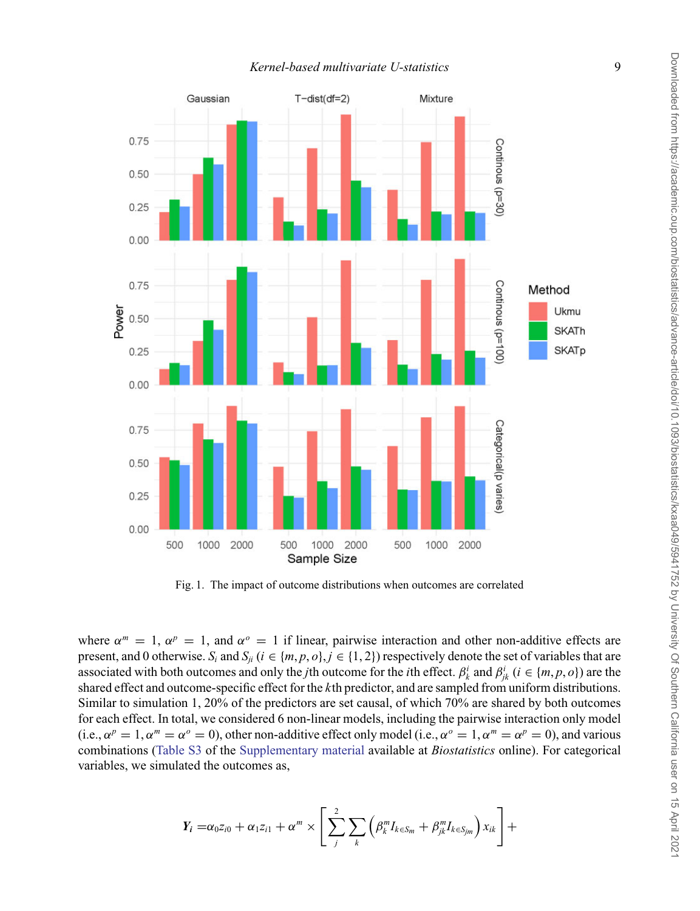Fig. 1. The impact of outcome distributions when outcomes are correlated

where $\alpha^m = 1$, $\alpha^p = 1$, and $\alpha^o = 1$ if linear, pairwise interaction and other non-additive effects are present, and 0 otherwise. $S_i$ and $S_{ji}$ ($i \in \{m, p, o\}, j \in \{1, 2\}$) respectively denote the set of variables that are associated with both outcomes and only the $j$th outcome for the $i$th effect. $\beta^i_k$ and $\beta^i_{jk}$ ($i \in \{m, p, o\}$) are the shared effect and outcome-specific effect for the $k$th predictor, and are sampled from uniform distributions. Similar to simulation 1, 20% of the predictors are set causal, of which 70% are shared by both outcomes for each effect. In total, we considered 6 non-linear models, including the pairwise interaction only model (i.e., $\alpha^p = 1, \alpha^m = \alpha^o = 0$), other non-additive effect only model (i.e., $\alpha^o = 1, \alpha^m = \alpha^p = 0$), and various combinations (Table S3 of the Supplementary material available at *Biostatistics* online). For categorical variables, we simulated the outcomes as,

$$\boldsymbol{Y_i} = \alpha_0 z_{i0} + \alpha_1 z_{i1} + \alpha^m \times \left[ \sum_{j}^{2} \sum_{k} \left( \beta^m_k I_{k \in S_m} + \beta^m_{jk} I_{k \in S_{jm}} \right) x_{ik} \right] +$$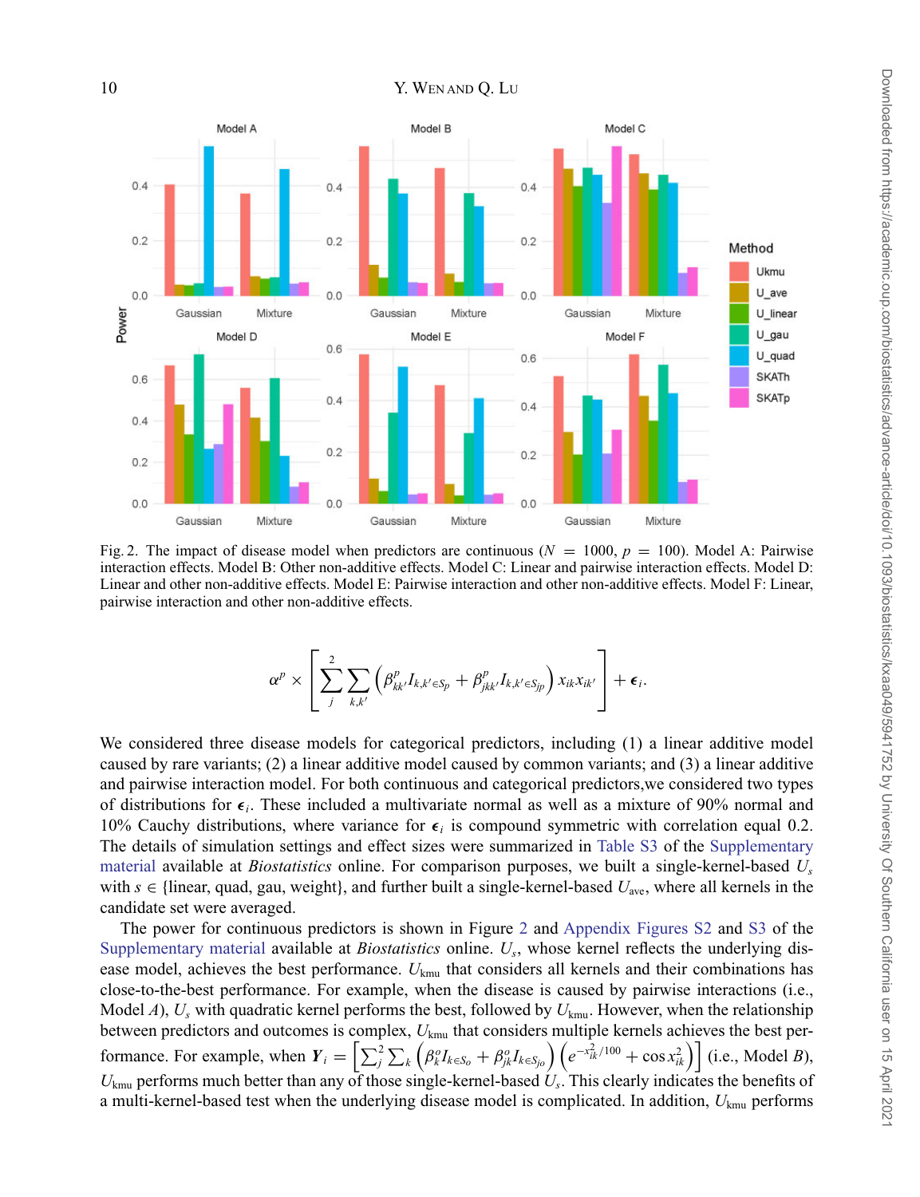Fig. 2. The impact of disease model when predictors are continuous ($N = 1000$, $p = 100$). Model A: Pairwise interaction effects. Model B: Other non-additive effects. Model C: Linear and pairwise interaction effects. Model D: Linear and other non-additive effects. Model E: Pairwise interaction and other non-additive effects. Model F: Linear, pairwise interaction and other non-additive effects.

$$\alpha^p \times \left[ \sum_j^2 \sum_{k,k'} \left( \beta^p_{kk'} I_{k,k' \in S_p} + \beta^p_{jkk'} I_{k,k' \in S_{jp}} \right) x_{ik} x_{ik'} \right] + \boldsymbol{\epsilon}_i.$$

We considered three disease models for categorical predictors, including (1) a linear additive model caused by rare variants; (2) a linear additive model caused by common variants; and (3) a linear additive and pairwise interaction model. For both continuous and categorical predictors,we considered two types of distributions for $\boldsymbol{\epsilon}_i$. These included a multivariate normal as well as a mixture of 90% normal and 10% Cauchy distributions, where variance for $\boldsymbol{\epsilon}_i$ is compound symmetric with correlation equal 0.2. The details of simulation settings and effect sizes were summarized in Table S3 of the Supplementary material available at *Biostatistics* online. For comparison purposes, we built a single-kernel-based $U_s$ with $s \in$ {linear, quad, gau, weight}, and further built a single-kernel-based $U_{\text{ave}}$, where all kernels in the candidate set were averaged.

The power for continuous predictors is shown in Figure 2 and Appendix Figures S2 and S3 of the Supplementary material available at *Biostatistics* online. $U_s$, whose kernel reflects the underlying disease model, achieves the best performance. $U_{\text{kmu}}$ that considers all kernels and their combinations has close-to-the-best performance. For example, when the disease is caused by pairwise interactions (i.e., Model *A*), $U_s$ with quadratic kernel performs the best, followed by $U_{\text{kmu}}$. However, when the relationship between predictors and outcomes is complex, $U_{\text{kmu}}$ that considers multiple kernels achieves the best performance. For example, when $\boldsymbol{Y}_i = \left[ \sum_j^2 \sum_k \left( \beta^o_k I_{k \in S_o} + \beta^o_{jk} I_{k \in S_{jo}} \right) \left( e^{-x^2_{ik}/100} + \cos x^2_{ik} \right) \right]$ (i.e., Model *B*), $U_{\text{kmu}}$ performs much better than any of those single-kernel-based $U_s$. This clearly indicates the benefits of a multi-kernel-based test when the underlying disease model is complicated. In addition, $U_{\text{kmu}}$ performs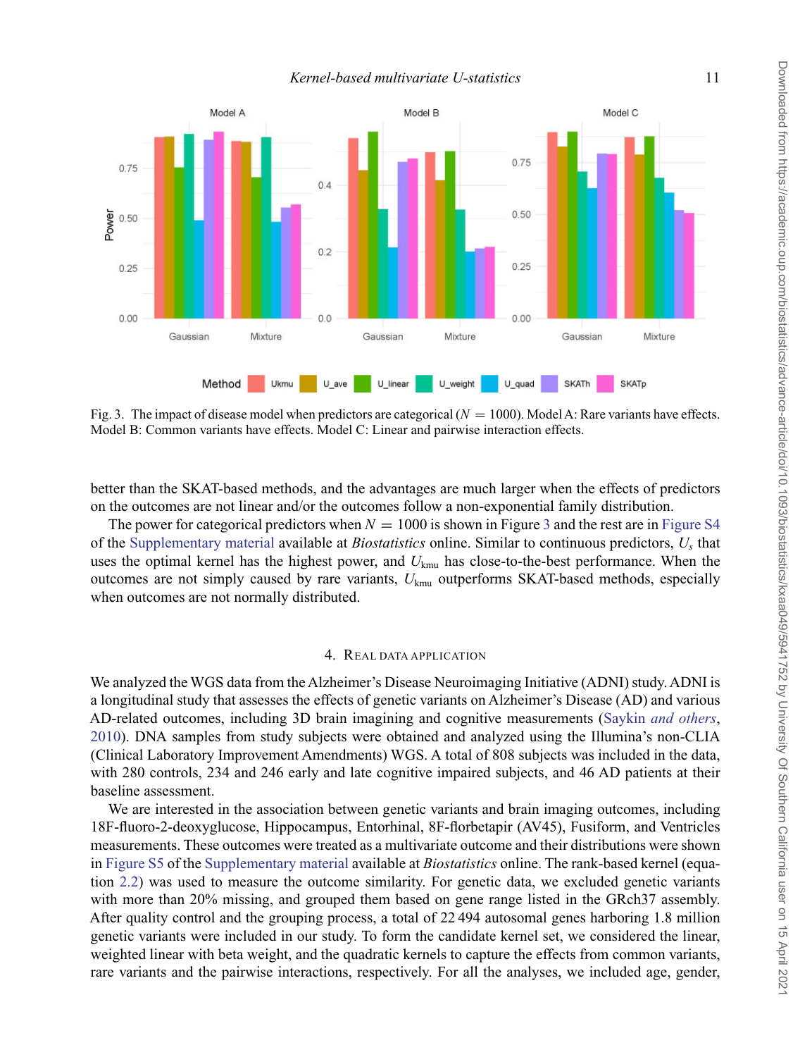Fig. 3. The impact of disease model when predictors are categorical ($N = 1000$). Model A: Rare variants have effects. Model B: Common variants have effects. Model C: Linear and pairwise interaction effects.

better than the SKAT-based methods, and the advantages are much larger when the effects of predictors on the outcomes are not linear and/or the outcomes follow a non-exponential family distribution.

The power for categorical predictors when $N = 1000$ is shown in Figure 3 and the rest are in Figure S4 of the Supplementary material available at *Biostatistics* online. Similar to continuous predictors, $U_s$ that uses the optimal kernel has the highest power, and $U_{\text{kmu}}$ has close-to-the-best performance. When the outcomes are not simply caused by rare variants, $U_{\text{kmu}}$ outperforms SKAT-based methods, especially when outcomes are not normally distributed.

## 4. Real data application

We analyzed the WGS data from the Alzheimer's Disease Neuroimaging Initiative (ADNI) study. ADNI is a longitudinal study that assesses the effects of genetic variants on Alzheimer's Disease (AD) and various AD-related outcomes, including 3D brain imagining and cognitive measurements (Saykin *and others*, 2010). DNA samples from study subjects were obtained and analyzed using the Illumina's non-CLIA (Clinical Laboratory Improvement Amendments) WGS. A total of 808 subjects was included in the data, with 280 controls, 234 and 246 early and late cognitive impaired subjects, and 46 AD patients at their baseline assessment.

We are interested in the association between genetic variants and brain imaging outcomes, including 18F-fluoro-2-deoxyglucose, Hippocampus, Entorhinal, 8F-florbetapir (AV45), Fusiform, and Ventricles measurements. These outcomes were treated as a multivariate outcome and their distributions were shown in Figure S5 of the Supplementary material available at *Biostatistics* online. The rank-based kernel (equation 2.2) was used to measure the outcome similarity. For genetic data, we excluded genetic variants with more than 20% missing, and grouped them based on gene range listed in the GRch37 assembly. After quality control and the grouping process, a total of 22 494 autosomal genes harboring 1.8 million genetic variants were included in our study. To form the candidate kernel set, we considered the linear, weighted linear with beta weight, and the quadratic kernels to capture the effects from common variants, rare variants and the pairwise interactions, respectively. For all the analyses, we included age, gender,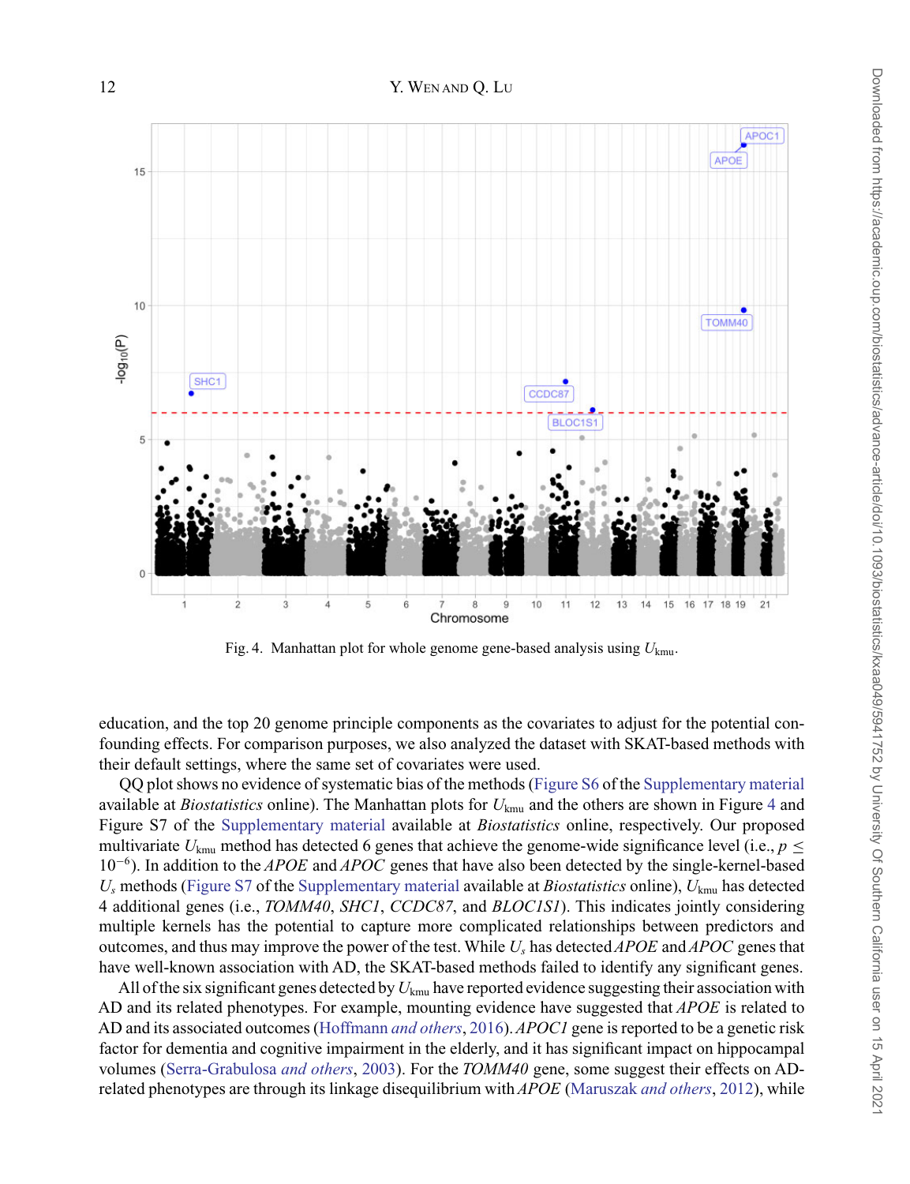Fig. 4. Manhattan plot for whole genome gene-based analysis using $U_{\text{kmu}}$.

education, and the top 20 genome principle components as the covariates to adjust for the potential confounding effects. For comparison purposes, we also analyzed the dataset with SKAT-based methods with their default settings, where the same set of covariates were used.

QQ plot shows no evidence of systematic bias of the methods (Figure S6 of the Supplementary material available at *Biostatistics* online). The Manhattan plots for $U_{\text{kmu}}$ and the others are shown in Figure 4 and Figure S7 of the Supplementary material available at *Biostatistics* online, respectively. Our proposed multivariate $U_{\text{kmu}}$ method has detected 6 genes that achieve the genome-wide significance level (i.e., $p \leq 10^{-6}$). In addition to the *APOE* and *APOC* genes that have also been detected by the single-kernel-based $U_s$ methods (Figure S7 of the Supplementary material available at *Biostatistics* online), $U_{\text{kmu}}$ has detected 4 additional genes (i.e., *TOMM40*, *SHC1*, *CCDC87*, and *BLOC1S1*). This indicates jointly considering multiple kernels has the potential to capture more complicated relationships between predictors and outcomes, and thus may improve the power of the test. While $U_s$ has detected *APOE* and *APOC* genes that have well-known association with AD, the SKAT-based methods failed to identify any significant genes.

All of the six significant genes detected by $U_{\text{kmu}}$ have reported evidence suggesting their association with AD and its related phenotypes. For example, mounting evidence have suggested that *APOE* is related to AD and its associated outcomes (Hoffmann *and others*, 2016). *APOC1* gene is reported to be a genetic risk factor for dementia and cognitive impairment in the elderly, and it has significant impact on hippocampal volumes (Serra-Grabulosa *and others*, 2003). For the *TOMM40* gene, some suggest their effects on AD-related phenotypes are through its linkage disequilibrium with *APOE* (Maruszak *and others*, 2012), while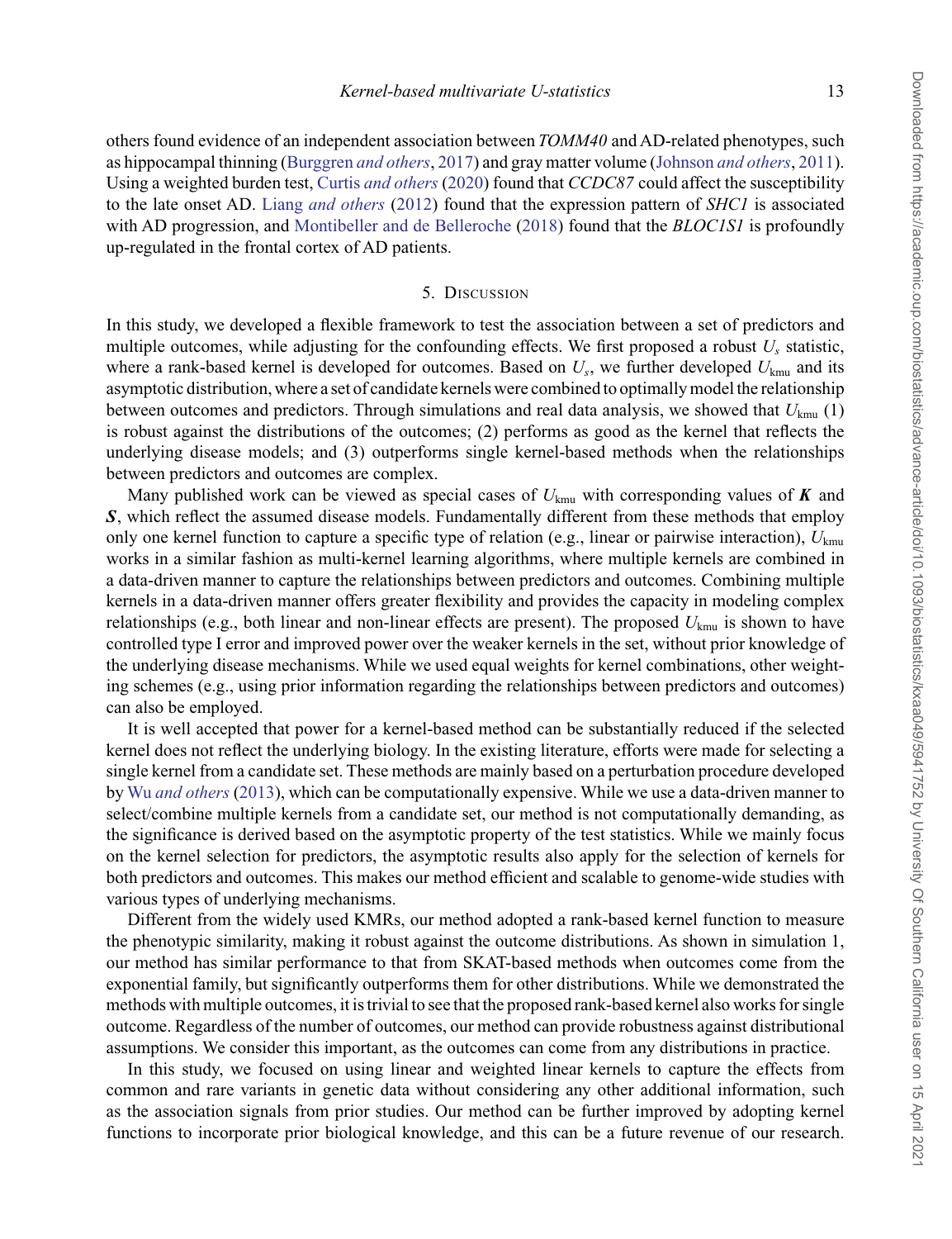others found evidence of an independent association between *TOMM40* and AD-related phenotypes, such as hippocampal thinning (Burggren *and others*, 2017) and gray matter volume (Johnson *and others*, 2011). Using a weighted burden test, Curtis *and others* (2020) found that *CCDC87* could affect the susceptibility to the late onset AD. Liang *and others* (2012) found that the expression pattern of *SHC1* is associated with AD progression, and Montibeller and de Belleroche (2018) found that the *BLOC1S1* is profoundly up-regulated in the frontal cortex of AD patients.

## 5. Discussion

In this study, we developed a flexible framework to test the association between a set of predictors and multiple outcomes, while adjusting for the confounding effects. We first proposed a robust $U_s$ statistic, where a rank-based kernel is developed for outcomes. Based on $U_s$, we further developed $U_{\text{kmu}}$ and its asymptotic distribution, where a set of candidate kernels were combined to optimally model the relationship between outcomes and predictors. Through simulations and real data analysis, we showed that $U_{\text{kmu}}$ (1) is robust against the distributions of the outcomes; (2) performs as good as the kernel that reflects the underlying disease models; and (3) outperforms single kernel-based methods when the relationships between predictors and outcomes are complex.

Many published work can be viewed as special cases of $U_{\text{kmu}}$ with corresponding values of $\boldsymbol{K}$ and $\boldsymbol{S}$, which reflect the assumed disease models. Fundamentally different from these methods that employ only one kernel function to capture a specific type of relation (e.g., linear or pairwise interaction), $U_{\text{kmu}}$ works in a similar fashion as multi-kernel learning algorithms, where multiple kernels are combined in a data-driven manner to capture the relationships between predictors and outcomes. Combining multiple kernels in a data-driven manner offers greater flexibility and provides the capacity in modeling complex relationships (e.g., both linear and non-linear effects are present). The proposed $U_{\text{kmu}}$ is shown to have controlled type I error and improved power over the weaker kernels in the set, without prior knowledge of the underlying disease mechanisms. While we used equal weights for kernel combinations, other weighting schemes (e.g., using prior information regarding the relationships between predictors and outcomes) can also be employed.

It is well accepted that power for a kernel-based method can be substantially reduced if the selected kernel does not reflect the underlying biology. In the existing literature, efforts were made for selecting a single kernel from a candidate set. These methods are mainly based on a perturbation procedure developed by Wu *and others* (2013), which can be computationally expensive. While we use a data-driven manner to select/combine multiple kernels from a candidate set, our method is not computationally demanding, as the significance is derived based on the asymptotic property of the test statistics. While we mainly focus on the kernel selection for predictors, the asymptotic results also apply for the selection of kernels for both predictors and outcomes. This makes our method efficient and scalable to genome-wide studies with various types of underlying mechanisms.

Different from the widely used KMRs, our method adopted a rank-based kernel function to measure the phenotypic similarity, making it robust against the outcome distributions. As shown in simulation 1, our method has similar performance to that from SKAT-based methods when outcomes come from the exponential family, but significantly outperforms them for other distributions. While we demonstrated the methods with multiple outcomes, it is trivial to see that the proposed rank-based kernel also works for single outcome. Regardless of the number of outcomes, our method can provide robustness against distributional assumptions. We consider this important, as the outcomes can come from any distributions in practice.

In this study, we focused on using linear and weighted linear kernels to capture the effects from common and rare variants in genetic data without considering any other additional information, such as the association signals from prior studies. Our method can be further improved by adopting kernel functions to incorporate prior biological knowledge, and this can be a future revenue of our research.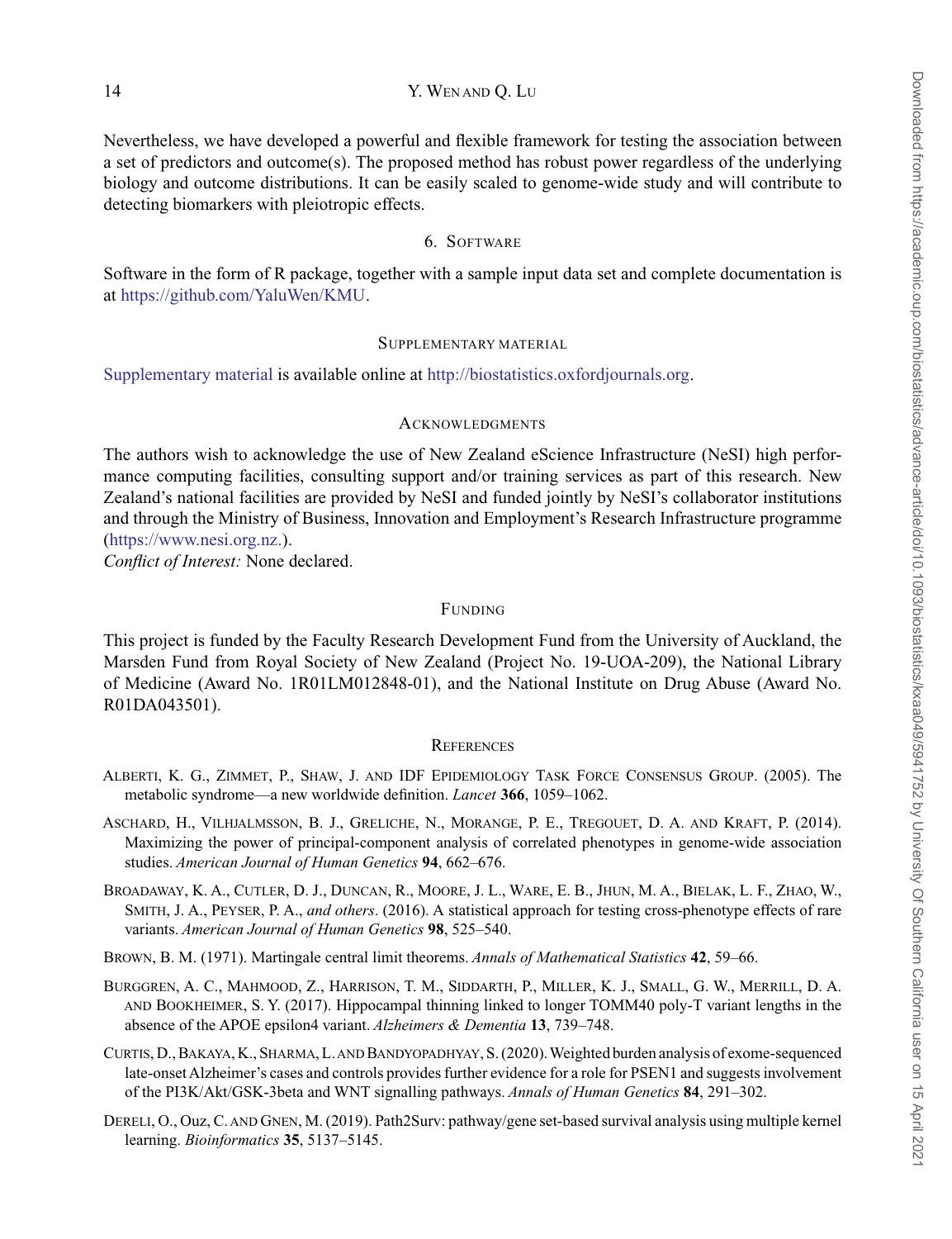Nevertheless, we have developed a powerful and flexible framework for testing the association between a set of predictors and outcome(s). The proposed method has robust power regardless of the underlying biology and outcome distributions. It can be easily scaled to genome-wide study and will contribute to detecting biomarkers with pleiotropic effects.

## 6. Software

Software in the form of R package, together with a sample input data set and complete documentation is at https://github.com/YaluWen/KMU.

## Supplementary material

Supplementary material is available online at http://biostatistics.oxfordjournals.org.

## Acknowledgments

The authors wish to acknowledge the use of New Zealand eScience Infrastructure (NeSI) high performance computing facilities, consulting support and/or training services as part of this research. New Zealand's national facilities are provided by NeSI and funded jointly by NeSI's collaborator institutions and through the Ministry of Business, Innovation and Employment's Research Infrastructure programme (https://www.nesi.org.nz.).

*Conflict of Interest:* None declared.

## Funding

This project is funded by the Faculty Research Development Fund from the University of Auckland, the Marsden Fund from Royal Society of New Zealand (Project No. 19-UOA-209), the National Library of Medicine (Award No. 1R01LM012848-01), and the National Institute on Drug Abuse (Award No. R01DA043501).

## References

Alberti, K. G., Zimmet, P., Shaw, J. and IDF Epidemiology Task Force Consensus Group. (2005). The metabolic syndrome—a new worldwide definition. *Lancet* **366**, 1059–1062.

Aschard, H., Vilhjalmsson, B. J., Greliche, N., Morange, P. E., Tregouet, D. A. and Kraft, P. (2014). Maximizing the power of principal-component analysis of correlated phenotypes in genome-wide association studies. *American Journal of Human Genetics* **94**, 662–676.

Broadaway, K. A., Cutler, D. J., Duncan, R., Moore, J. L., Ware, E. B., Jhun, M. A., Bielak, L. F., Zhao, W., Smith, J. A., Peyser, P. A., *and others*. (2016). A statistical approach for testing cross-phenotype effects of rare variants. *American Journal of Human Genetics* **98**, 525–540.

Brown, B. M. (1971). Martingale central limit theorems. *Annals of Mathematical Statistics* **42**, 59–66.

Burggren, A. C., Mahmood, Z., Harrison, T. M., Siddarth, P., Miller, K. J., Small, G. W., Merrill, D. A. and Bookheimer, S. Y. (2017). Hippocampal thinning linked to longer TOMM40 poly-T variant lengths in the absence of the APOE epsilon4 variant. *Alzheimers & Dementia* **13**, 739–748.

Curtis, D., Bakaya, K., Sharma, L. and Bandyopadhyay, S. (2020). Weighted burden analysis of exome-sequenced late-onset Alzheimer's cases and controls provides further evidence for a role for PSEN1 and suggests involvement of the PI3K/Akt/GSK-3beta and WNT signalling pathways. *Annals of Human Genetics* **84**, 291–302.

Dereli, O., Ouz, C. and Gnen, M. (2019). Path2Surv: pathway/gene set-based survival analysis using multiple kernel learning. *Bioinformatics* **35**, 5137–5145.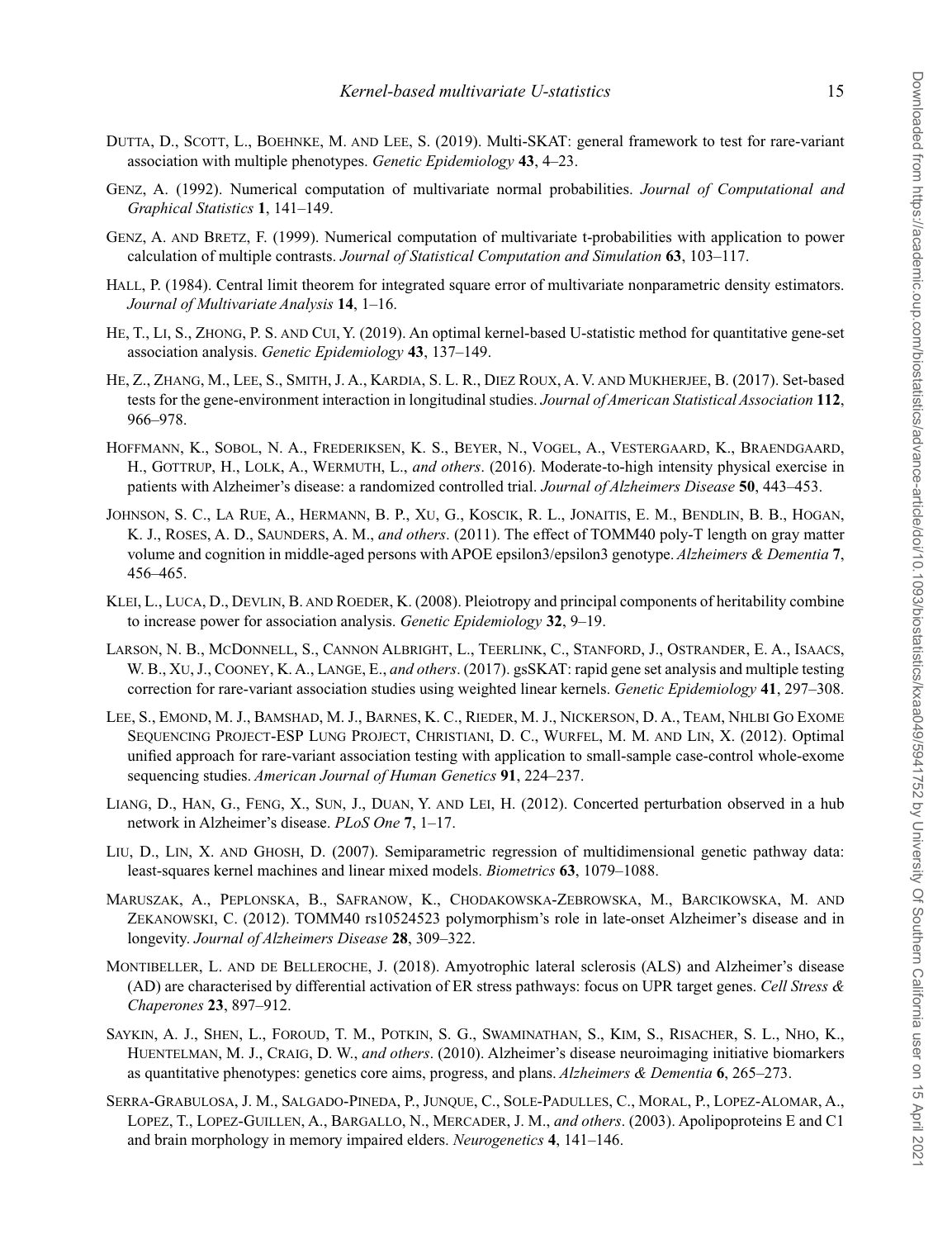Dutta, D., Scott, L., Boehnke, M. and Lee, S. (2019). Multi-SKAT: general framework to test for rare-variant association with multiple phenotypes. *Genetic Epidemiology* **43**, 4–23.

Genz, A. (1992). Numerical computation of multivariate normal probabilities. *Journal of Computational and Graphical Statistics* **1**, 141–149.

Genz, A. and Bretz, F. (1999). Numerical computation of multivariate t-probabilities with application to power calculation of multiple contrasts. *Journal of Statistical Computation and Simulation* **63**, 103–117.

Hall, P. (1984). Central limit theorem for integrated square error of multivariate nonparametric density estimators. *Journal of Multivariate Analysis* **14**, 1–16.

He, T., Li, S., Zhong, P. S. and Cui, Y. (2019). An optimal kernel-based U-statistic method for quantitative gene-set association analysis. *Genetic Epidemiology* **43**, 137–149.

He, Z., Zhang, M., Lee, S., Smith, J. A., Kardia, S. L. R., Diez Roux, A. V. and Mukherjee, B. (2017). Set-based tests for the gene-environment interaction in longitudinal studies. *Journal of American Statistical Association* **112**, 966–978.

Hoffmann, K., Sobol, N. A., Frederiksen, K. S., Beyer, N., Vogel, A., Vestergaard, K., Braendgaard, H., Gottrup, H., Lolk, A., Wermuth, L., *and others*. (2016). Moderate-to-high intensity physical exercise in patients with Alzheimer's disease: a randomized controlled trial. *Journal of Alzheimers Disease* **50**, 443–453.

Johnson, S. C., La Rue, A., Hermann, B. P., Xu, G., Koscik, R. L., Jonaitis, E. M., Bendlin, B. B., Hogan, K. J., Roses, A. D., Saunders, A. M., *and others*. (2011). The effect of TOMM40 poly-T length on gray matter volume and cognition in middle-aged persons with APOE epsilon3/epsilon3 genotype. *Alzheimers & Dementia* **7**, 456–465.

Klei, L., Luca, D., Devlin, B. and Roeder, K. (2008). Pleiotropy and principal components of heritability combine to increase power for association analysis. *Genetic Epidemiology* **32**, 9–19.

Larson, N. B., McDonnell, S., Cannon Albright, L., Teerlink, C., Stanford, J., Ostrander, E. A., Isaacs, W. B., Xu, J., Cooney, K. A., Lange, E., *and others*. (2017). gsSKAT: rapid gene set analysis and multiple testing correction for rare-variant association studies using weighted linear kernels. *Genetic Epidemiology* **41**, 297–308.

Lee, S., Emond, M. J., Bamshad, M. J., Barnes, K. C., Rieder, M. J., Nickerson, D. A., Team, Nhlbi Go Exome Sequencing Project-ESP Lung Project, Christiani, D. C., Wurfel, M. M. and Lin, X. (2012). Optimal unified approach for rare-variant association testing with application to small-sample case-control whole-exome sequencing studies. *American Journal of Human Genetics* **91**, 224–237.

Liang, D., Han, G., Feng, X., Sun, J., Duan, Y. and Lei, H. (2012). Concerted perturbation observed in a hub network in Alzheimer's disease. *PLoS One* **7**, 1–17.

Liu, D., Lin, X. and Ghosh, D. (2007). Semiparametric regression of multidimensional genetic pathway data: least-squares kernel machines and linear mixed models. *Biometrics* **63**, 1079–1088.

Maruszak, A., Peplonska, B., Safranow, K., Chodakowska-Zebrowska, M., Barcikowska, M. and Zekanowski, C. (2012). TOMM40 rs10524523 polymorphism's role in late-onset Alzheimer's disease and in longevity. *Journal of Alzheimers Disease* **28**, 309–322.

Montibeller, L. and de Belleroche, J. (2018). Amyotrophic lateral sclerosis (ALS) and Alzheimer's disease (AD) are characterised by differential activation of ER stress pathways: focus on UPR target genes. *Cell Stress & Chaperones* **23**, 897–912.

Saykin, A. J., Shen, L., Foroud, T. M., Potkin, S. G., Swaminathan, S., Kim, S., Risacher, S. L., Nho, K., Huentelman, M. J., Craig, D. W., *and others*. (2010). Alzheimer's disease neuroimaging initiative biomarkers as quantitative phenotypes: genetics core aims, progress, and plans. *Alzheimers & Dementia* **6**, 265–273.

Serra-Grabulosa, J. M., Salgado-Pineda, P., Junque, C., Sole-Padulles, C., Moral, P., Lopez-Alomar, A., Lopez, T., Lopez-Guillen, A., Bargallo, N., Mercader, J. M., *and others*. (2003). Apolipoproteins E and C1 and brain morphology in memory impaired elders. *Neurogenetics* **4**, 141–146.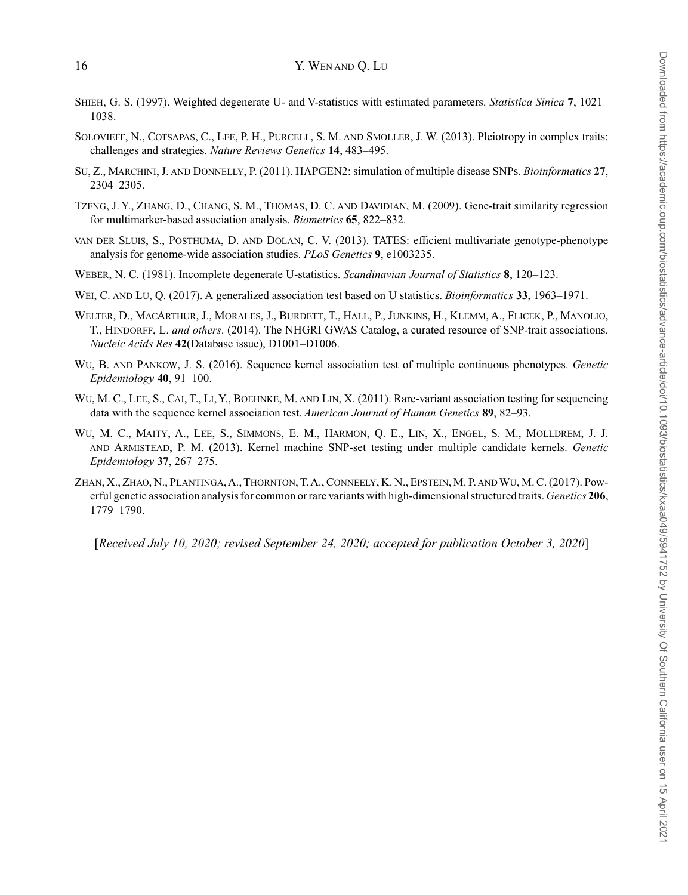SHIEH, G. S. (1997). Weighted degenerate U- and V-statistics with estimated parameters. *Statistica Sinica* **7**, 1021–1038.

SOLOVIEFF, N., COTSAPAS, C., LEE, P. H., PURCELL, S. M. AND SMOLLER, J. W. (2013). Pleiotropy in complex traits: challenges and strategies. *Nature Reviews Genetics* **14**, 483–495.

SU, Z., MARCHINI, J. AND DONNELLY, P. (2011). HAPGEN2: simulation of multiple disease SNPs. *Bioinformatics* **27**, 2304–2305.

TZENG, J. Y., ZHANG, D., CHANG, S. M., THOMAS, D. C. AND DAVIDIAN, M. (2009). Gene-trait similarity regression for multimarker-based association analysis. *Biometrics* **65**, 822–832.

VAN DER SLUIS, S., POSTHUMA, D. AND DOLAN, C. V. (2013). TATES: efficient multivariate genotype-phenotype analysis for genome-wide association studies. *PLoS Genetics* **9**, e1003235.

WEBER, N. C. (1981). Incomplete degenerate U-statistics. *Scandinavian Journal of Statistics* **8**, 120–123.

WEI, C. AND LU, Q. (2017). A generalized association test based on U statistics. *Bioinformatics* **33**, 1963–1971.

WELTER, D., MACARTHUR, J., MORALES, J., BURDETT, T., HALL, P., JUNKINS, H., KLEMM, A., FLICEK, P., MANOLIO, T., HINDORFF, L. *and others*. (2014). The NHGRI GWAS Catalog, a curated resource of SNP-trait associations. *Nucleic Acids Res* **42**(Database issue), D1001–D1006.

WU, B. AND PANKOW, J. S. (2016). Sequence kernel association test of multiple continuous phenotypes. *Genetic Epidemiology* **40**, 91–100.

WU, M. C., LEE, S., CAI, T., LI, Y., BOEHNKE, M. AND LIN, X. (2011). Rare-variant association testing for sequencing data with the sequence kernel association test. *American Journal of Human Genetics* **89**, 82–93.

WU, M. C., MAITY, A., LEE, S., SIMMONS, E. M., HARMON, Q. E., LIN, X., ENGEL, S. M., MOLLDREM, J. J. AND ARMISTEAD, P. M. (2013). Kernel machine SNP-set testing under multiple candidate kernels. *Genetic Epidemiology* **37**, 267–275.

ZHAN, X., ZHAO, N., PLANTINGA, A., THORNTON, T. A., CONNEELY, K. N., EPSTEIN, M. P. AND WU, M. C. (2017). Powerful genetic association analysis for common or rare variants with high-dimensional structured traits. *Genetics* **206**, 1779–1790.

[*Received July 10, 2020; revised September 24, 2020; accepted for publication October 3, 2020*]